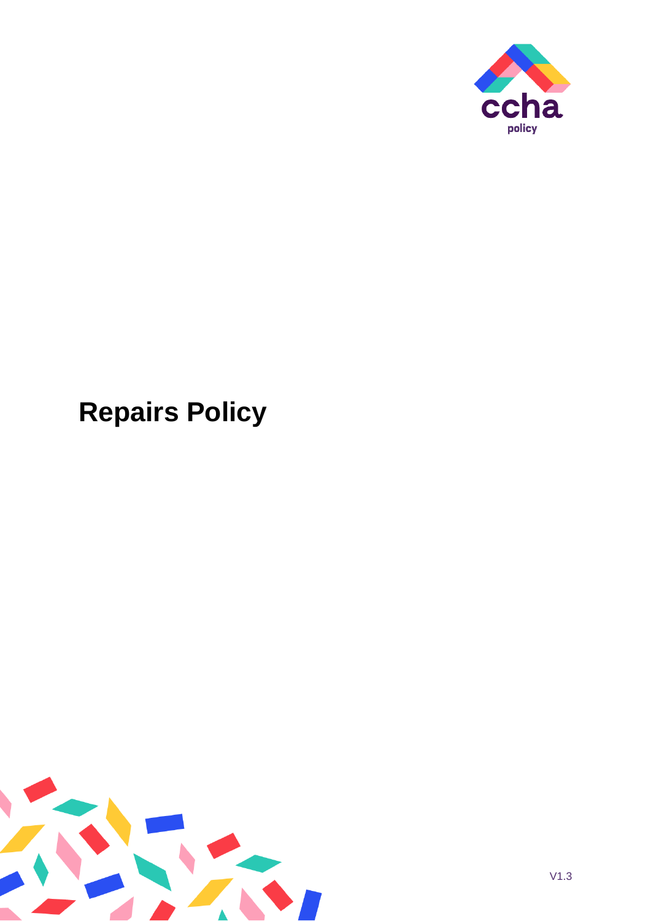ccha
policy

# Repairs Policy

V1.3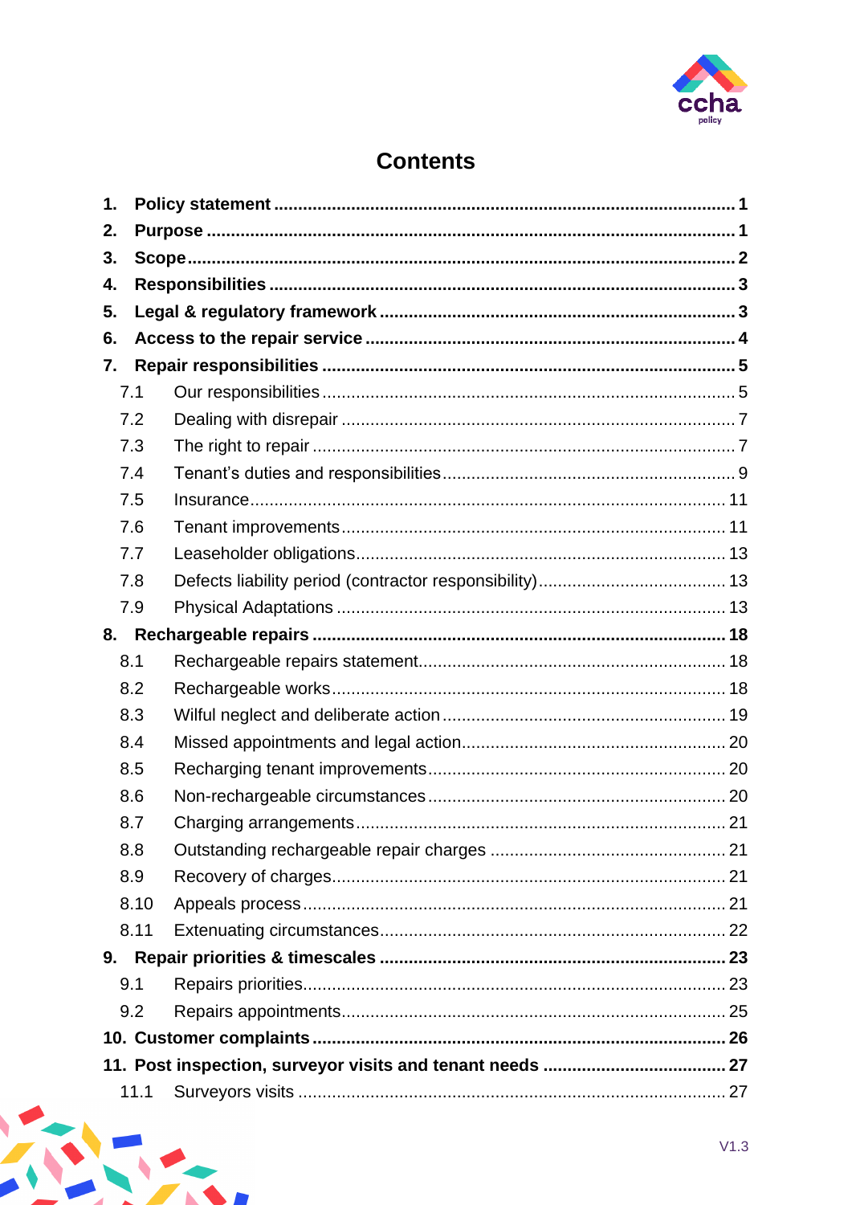# Contents

**1. Policy statement** ........ **1**
**2. Purpose** ........ **1**
**3. Scope** ........ **2**
**4. Responsibilities** ........ **3**
**5. Legal & regulatory framework** ........ **3**
**6. Access to the repair service** ........ **4**
**7. Repair responsibilities** ........ **5**
- 7.1 Our responsibilities ........ 5
- 7.2 Dealing with disrepair ........ 7
- 7.3 The right to repair ........ 7
- 7.4 Tenant's duties and responsibilities ........ 9
- 7.5 Insurance ........ 11
- 7.6 Tenant improvements ........ 11
- 7.7 Leaseholder obligations ........ 13
- 7.8 Defects liability period (contractor responsibility) ........ 13
- 7.9 Physical Adaptations ........ 13

**8. Rechargeable repairs** ........ **18**
- 8.1 Rechargeable repairs statement ........ 18
- 8.2 Rechargeable works ........ 18
- 8.3 Wilful neglect and deliberate action ........ 19
- 8.4 Missed appointments and legal action ........ 20
- 8.5 Recharging tenant improvements ........ 20
- 8.6 Non-rechargeable circumstances ........ 20
- 8.7 Charging arrangements ........ 21
- 8.8 Outstanding rechargeable repair charges ........ 21
- 8.9 Recovery of charges ........ 21
- 8.10 Appeals process ........ 21
- 8.11 Extenuating circumstances ........ 22

**9. Repair priorities & timescales** ........ **23**
- 9.1 Repairs priorities ........ 23
- 9.2 Repairs appointments ........ 25

**10. Customer complaints** ........ **26**
**11. Post inspection, surveyor visits and tenant needs** ........ **27**
- 11.1 Surveyors visits ........ 27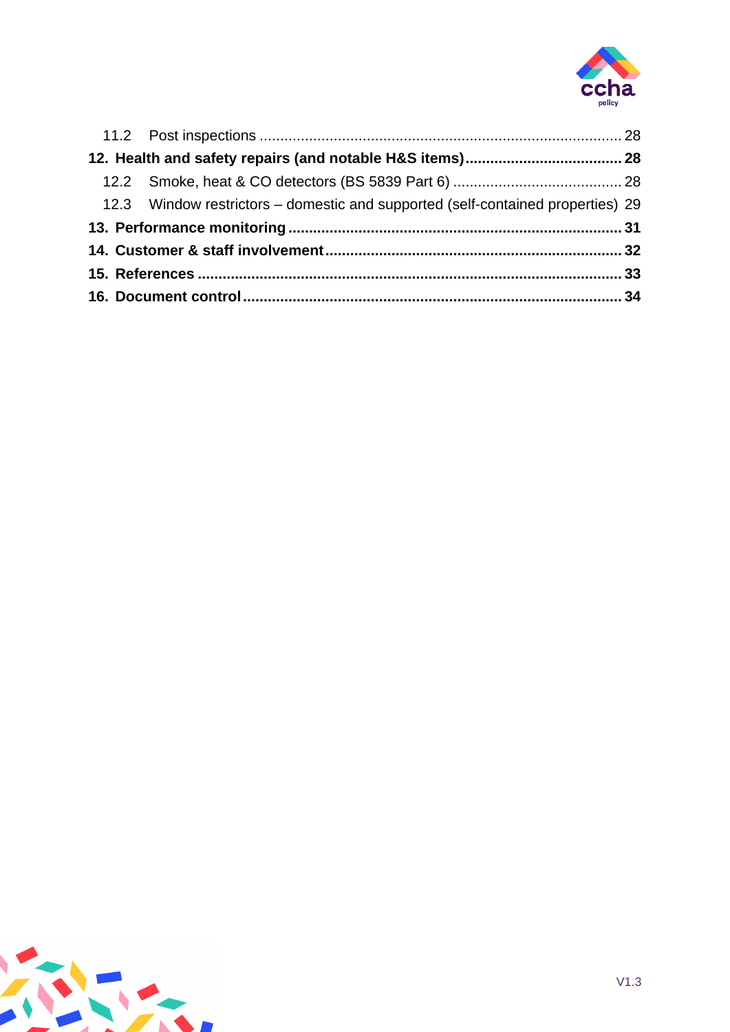11.2 Post inspections ............................................................................................ 28

**12. Health and safety repairs (and notable H&S items) ...................................... 28**

12.2 Smoke, heat & CO detectors (BS 5839 Part 6) ......................................... 28

12.3 Window restrictors – domestic and supported (self-contained properties) 29

**13. Performance monitoring ............................................................................... 31**

**14. Customer & staff involvement ...................................................................... 32**

**15. References .................................................................................................... 33**

**16. Document control .......................................................................................... 34**

V1.3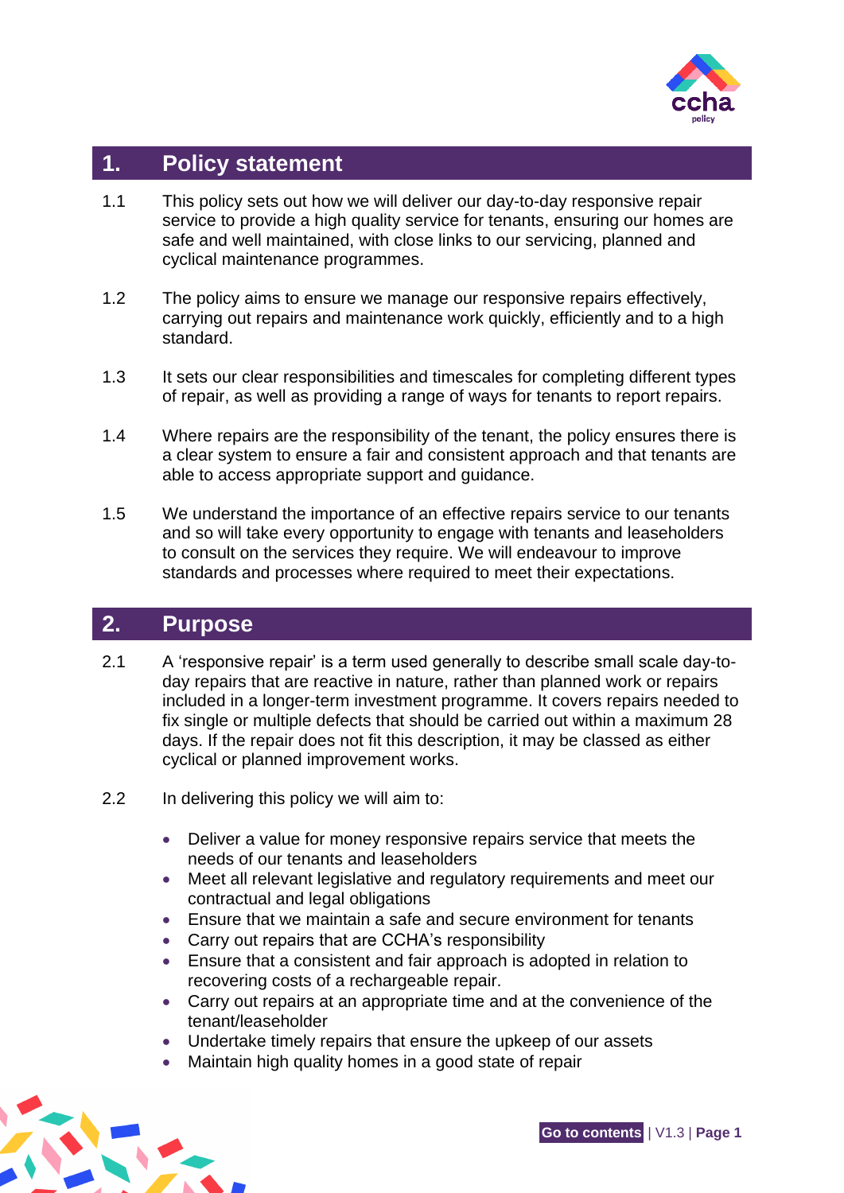## 1. Policy statement

1.1 This policy sets out how we will deliver our day-to-day responsive repair service to provide a high quality service for tenants, ensuring our homes are safe and well maintained, with close links to our servicing, planned and cyclical maintenance programmes.

1.2 The policy aims to ensure we manage our responsive repairs effectively, carrying out repairs and maintenance work quickly, efficiently and to a high standard.

1.3 It sets our clear responsibilities and timescales for completing different types of repair, as well as providing a range of ways for tenants to report repairs.

1.4 Where repairs are the responsibility of the tenant, the policy ensures there is a clear system to ensure a fair and consistent approach and that tenants are able to access appropriate support and guidance.

1.5 We understand the importance of an effective repairs service to our tenants and so will take every opportunity to engage with tenants and leaseholders to consult on the services they require. We will endeavour to improve standards and processes where required to meet their expectations.

## 2. Purpose

2.1 A 'responsive repair' is a term used generally to describe small scale day-to-day repairs that are reactive in nature, rather than planned work or repairs included in a longer-term investment programme. It covers repairs needed to fix single or multiple defects that should be carried out within a maximum 28 days. If the repair does not fit this description, it may be classed as either cyclical or planned improvement works.

2.2 In delivering this policy we will aim to:

- Deliver a value for money responsive repairs service that meets the needs of our tenants and leaseholders
- Meet all relevant legislative and regulatory requirements and meet our contractual and legal obligations
- Ensure that we maintain a safe and secure environment for tenants
- Carry out repairs that are CCHA's responsibility
- Ensure that a consistent and fair approach is adopted in relation to recovering costs of a rechargeable repair.
- Carry out repairs at an appropriate time and at the convenience of the tenant/leaseholder
- Undertake timely repairs that ensure the upkeep of our assets
- Maintain high quality homes in a good state of repair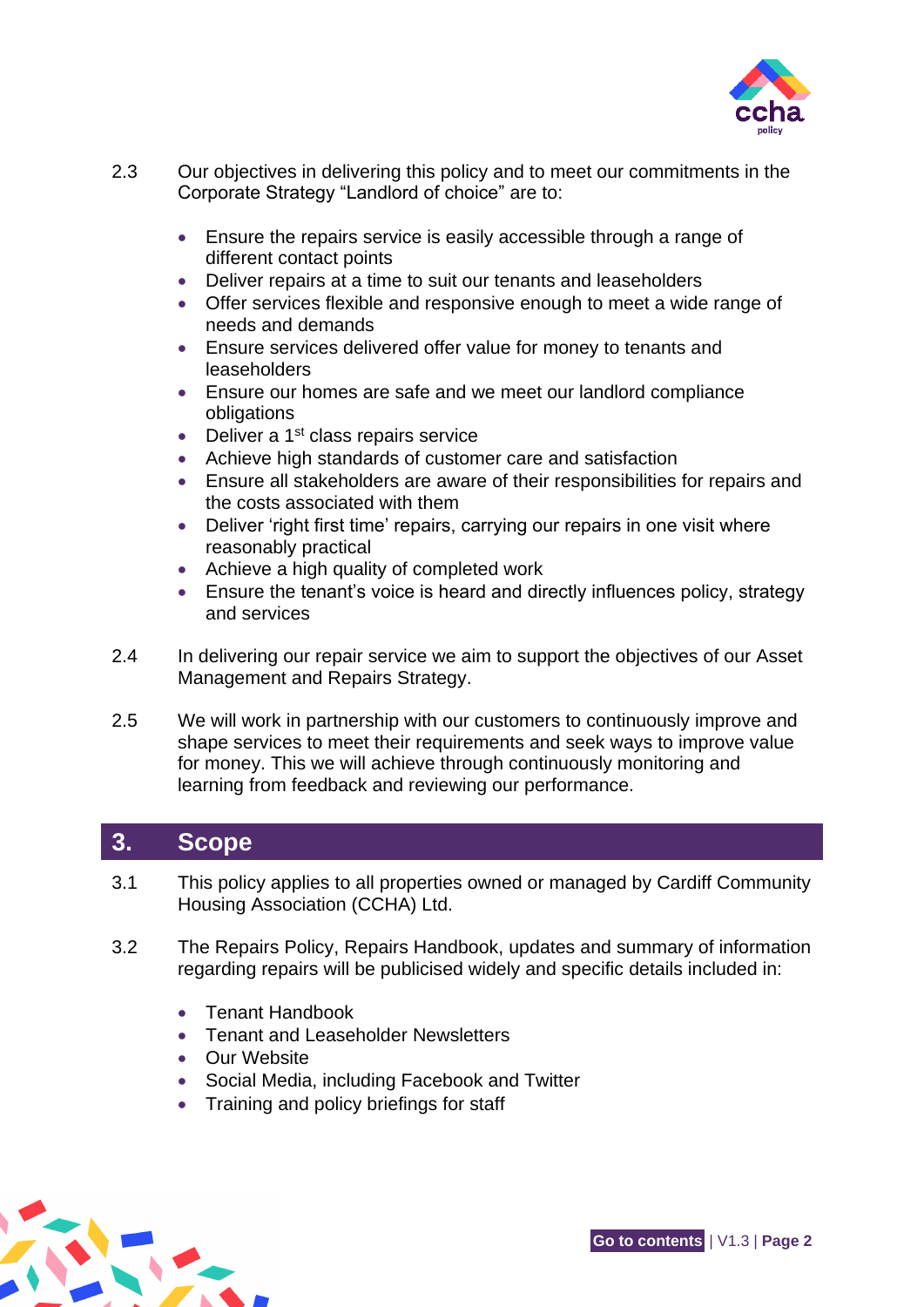2.3 Our objectives in delivering this policy and to meet our commitments in the Corporate Strategy “Landlord of choice” are to:

- Ensure the repairs service is easily accessible through a range of different contact points
- Deliver repairs at a time to suit our tenants and leaseholders
- Offer services flexible and responsive enough to meet a wide range of needs and demands
- Ensure services delivered offer value for money to tenants and leaseholders
- Ensure our homes are safe and we meet our landlord compliance obligations
- Deliver a 1st class repairs service
- Achieve high standards of customer care and satisfaction
- Ensure all stakeholders are aware of their responsibilities for repairs and the costs associated with them
- Deliver ‘right first time’ repairs, carrying our repairs in one visit where reasonably practical
- Achieve a high quality of completed work
- Ensure the tenant’s voice is heard and directly influences policy, strategy and services

2.4 In delivering our repair service we aim to support the objectives of our Asset Management and Repairs Strategy.

2.5 We will work in partnership with our customers to continuously improve and shape services to meet their requirements and seek ways to improve value for money. This we will achieve through continuously monitoring and learning from feedback and reviewing our performance.

## 3. Scope

3.1 This policy applies to all properties owned or managed by Cardiff Community Housing Association (CCHA) Ltd.

3.2 The Repairs Policy, Repairs Handbook, updates and summary of information regarding repairs will be publicised widely and specific details included in:

- Tenant Handbook
- Tenant and Leaseholder Newsletters
- Our Website
- Social Media, including Facebook and Twitter
- Training and policy briefings for staff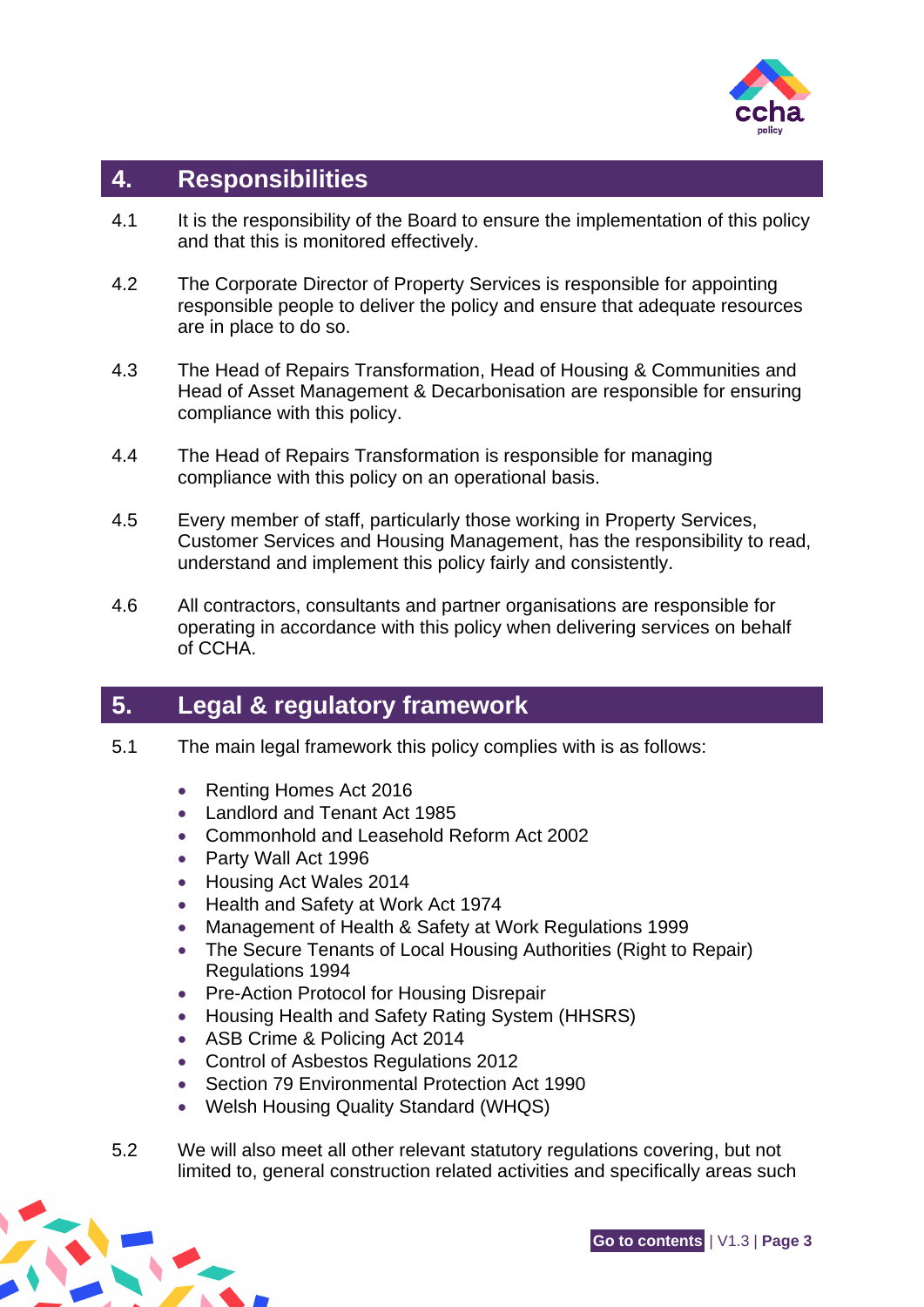## 4. Responsibilities

4.1 It is the responsibility of the Board to ensure the implementation of this policy and that this is monitored effectively.

4.2 The Corporate Director of Property Services is responsible for appointing responsible people to deliver the policy and ensure that adequate resources are in place to do so.

4.3 The Head of Repairs Transformation, Head of Housing & Communities and Head of Asset Management & Decarbonisation are responsible for ensuring compliance with this policy.

4.4 The Head of Repairs Transformation is responsible for managing compliance with this policy on an operational basis.

4.5 Every member of staff, particularly those working in Property Services, Customer Services and Housing Management, has the responsibility to read, understand and implement this policy fairly and consistently.

4.6 All contractors, consultants and partner organisations are responsible for operating in accordance with this policy when delivering services on behalf of CCHA.

## 5. Legal & regulatory framework

5.1 The main legal framework this policy complies with is as follows:

- Renting Homes Act 2016
- Landlord and Tenant Act 1985
- Commonhold and Leasehold Reform Act 2002
- Party Wall Act 1996
- Housing Act Wales 2014
- Health and Safety at Work Act 1974
- Management of Health & Safety at Work Regulations 1999
- The Secure Tenants of Local Housing Authorities (Right to Repair) Regulations 1994
- Pre-Action Protocol for Housing Disrepair
- Housing Health and Safety Rating System (HHSRS)
- ASB Crime & Policing Act 2014
- Control of Asbestos Regulations 2012
- Section 79 Environmental Protection Act 1990
- Welsh Housing Quality Standard (WHQS)

5.2 We will also meet all other relevant statutory regulations covering, but not limited to, general construction related activities and specifically areas such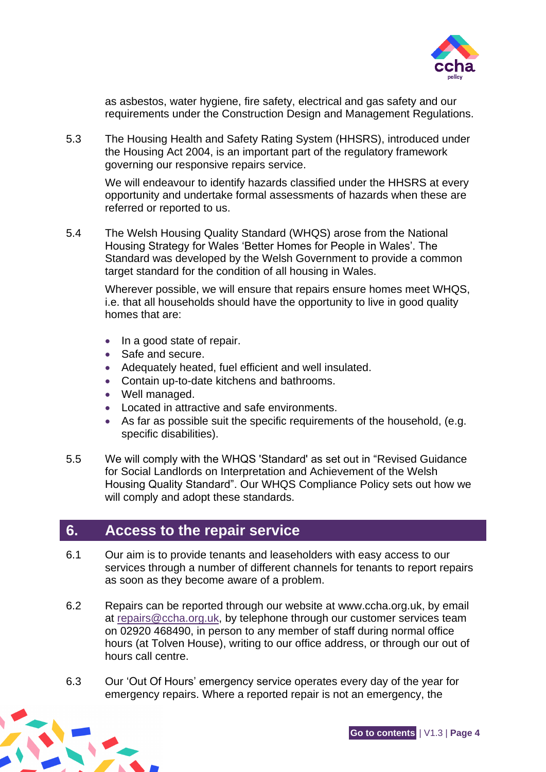as asbestos, water hygiene, fire safety, electrical and gas safety and our requirements under the Construction Design and Management Regulations.

5.3 The Housing Health and Safety Rating System (HHSRS), introduced under the Housing Act 2004, is an important part of the regulatory framework governing our responsive repairs service.

We will endeavour to identify hazards classified under the HHSRS at every opportunity and undertake formal assessments of hazards when these are referred or reported to us.

5.4 The Welsh Housing Quality Standard (WHQS) arose from the National Housing Strategy for Wales 'Better Homes for People in Wales'. The Standard was developed by the Welsh Government to provide a common target standard for the condition of all housing in Wales.

Wherever possible, we will ensure that repairs ensure homes meet WHQS, i.e. that all households should have the opportunity to live in good quality homes that are:

- In a good state of repair.
- Safe and secure.
- Adequately heated, fuel efficient and well insulated.
- Contain up-to-date kitchens and bathrooms.
- Well managed.
- Located in attractive and safe environments.
- As far as possible suit the specific requirements of the household, (e.g. specific disabilities).

5.5 We will comply with the WHQS 'Standard' as set out in "Revised Guidance for Social Landlords on Interpretation and Achievement of the Welsh Housing Quality Standard". Our WHQS Compliance Policy sets out how we will comply and adopt these standards.

## 6. Access to the repair service

6.1 Our aim is to provide tenants and leaseholders with easy access to our services through a number of different channels for tenants to report repairs as soon as they become aware of a problem.

6.2 Repairs can be reported through our website at www.ccha.org.uk, by email at repairs@ccha.org.uk, by telephone through our customer services team on 02920 468490, in person to any member of staff during normal office hours (at Tolven House), writing to our office address, or through our out of hours call centre.

6.3 Our 'Out Of Hours' emergency service operates every day of the year for emergency repairs. Where a reported repair is not an emergency, the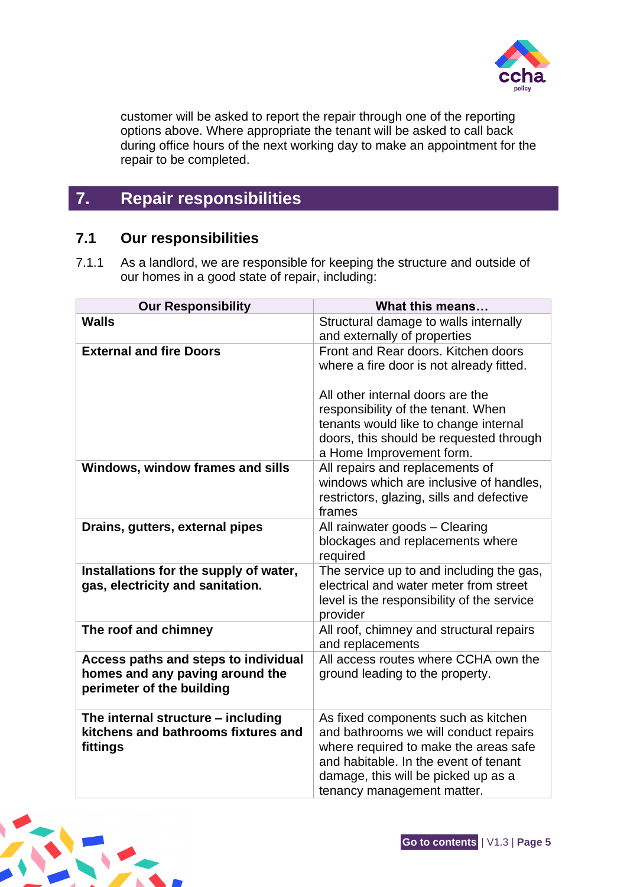customer will be asked to report the repair through one of the reporting options above. Where appropriate the tenant will be asked to call back during office hours of the next working day to make an appointment for the repair to be completed.

## 7. Repair responsibilities

### 7.1 Our responsibilities

7.1.1 As a landlord, we are responsible for keeping the structure and outside of our homes in a good state of repair, including:

| Our Responsibility | What this means… |
|---|---|
| **Walls** | Structural damage to walls internally and externally of properties |
| **External and fire Doors** | Front and Rear doors. Kitchen doors where a fire door is not already fitted.<br><br>All other internal doors are the responsibility of the tenant. When tenants would like to change internal doors, this should be requested through a Home Improvement form. |
| **Windows, window frames and sills** | All repairs and replacements of windows which are inclusive of handles, restrictors, glazing, sills and defective frames |
| **Drains, gutters, external pipes** | All rainwater goods – Clearing blockages and replacements where required |
| **Installations for the supply of water, gas, electricity and sanitation.** | The service up to and including the gas, electrical and water meter from street level is the responsibility of the service provider |
| **The roof and chimney** | All roof, chimney and structural repairs and replacements |
| **Access paths and steps to individual homes and any paving around the perimeter of the building** | All access routes where CCHA own the ground leading to the property. |
| **The internal structure – including kitchens and bathrooms fixtures and fittings** | As fixed components such as kitchen and bathrooms we will conduct repairs where required to make the areas safe and habitable. In the event of tenant damage, this will be picked up as a tenancy management matter. |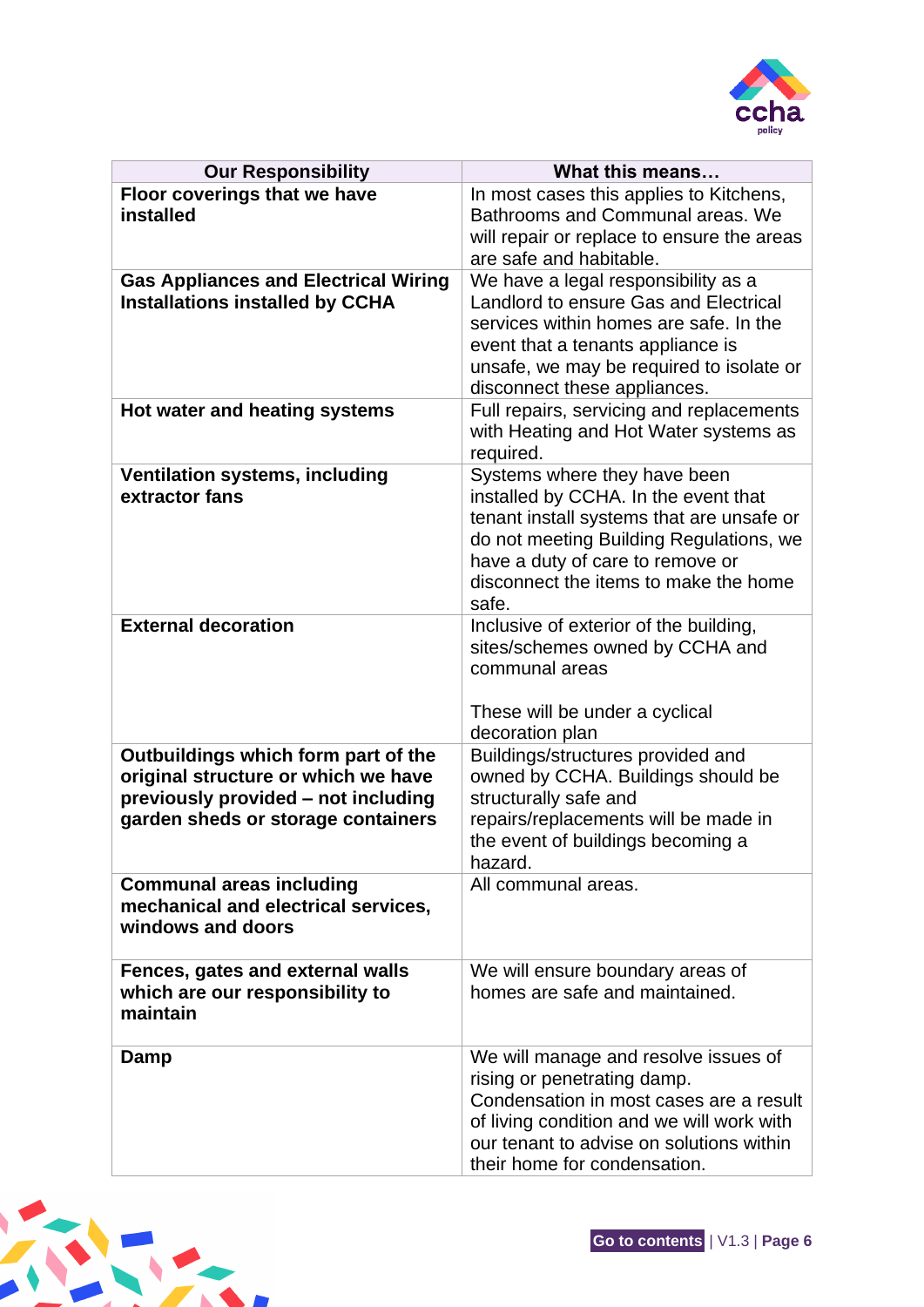| Our Responsibility | What this means… |
| --- | --- |
| **Floor coverings that we have installed** | In most cases this applies to Kitchens, Bathrooms and Communal areas. We will repair or replace to ensure the areas are safe and habitable. |
| **Gas Appliances and Electrical Wiring Installations installed by CCHA** | We have a legal responsibility as a Landlord to ensure Gas and Electrical services within homes are safe. In the event that a tenants appliance is unsafe, we may be required to isolate or disconnect these appliances. |
| **Hot water and heating systems** | Full repairs, servicing and replacements with Heating and Hot Water systems as required. |
| **Ventilation systems, including extractor fans** | Systems where they have been installed by CCHA. In the event that tenant install systems that are unsafe or do not meeting Building Regulations, we have a duty of care to remove or disconnect the items to make the home safe. |
| **External decoration** | Inclusive of exterior of the building, sites/schemes owned by CCHA and communal areas<br><br>These will be under a cyclical decoration plan |
| **Outbuildings which form part of the original structure or which we have previously provided – not including garden sheds or storage containers** | Buildings/structures provided and owned by CCHA. Buildings should be structurally safe and repairs/replacements will be made in the event of buildings becoming a hazard. |
| **Communal areas including mechanical and electrical services, windows and doors** | All communal areas. |
| **Fences, gates and external walls which are our responsibility to maintain** | We will ensure boundary areas of homes are safe and maintained. |
| **Damp** | We will manage and resolve issues of rising or penetrating damp. Condensation in most cases are a result of living condition and we will work with our tenant to advise on solutions within their home for condensation. |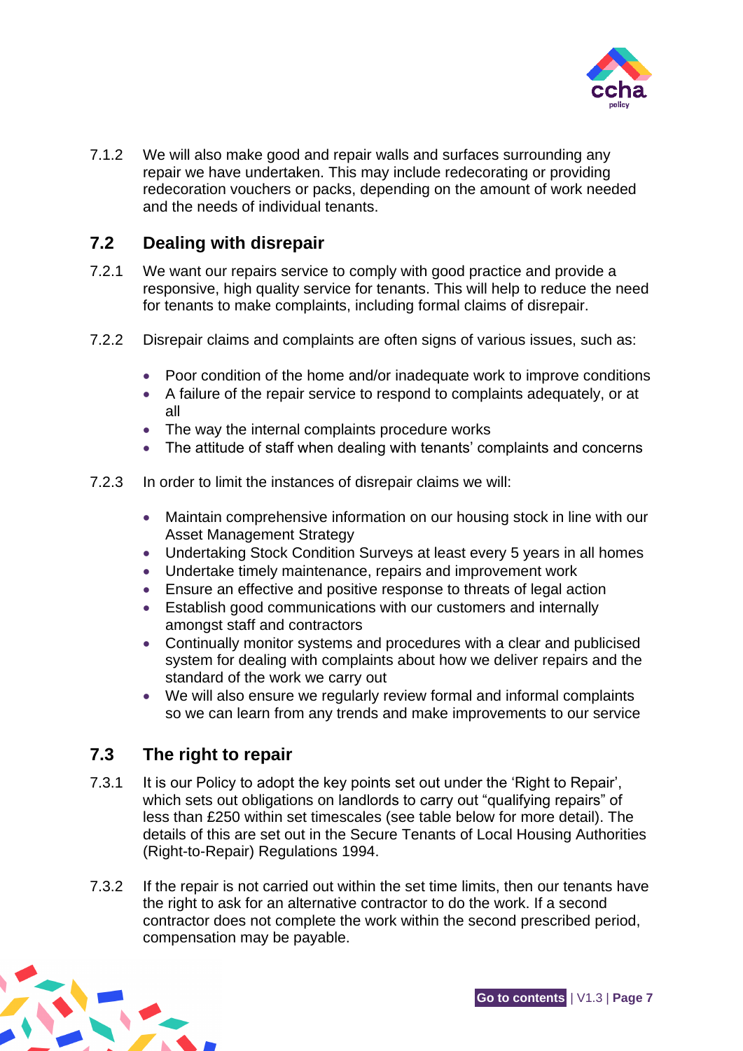7.1.2 We will also make good and repair walls and surfaces surrounding any repair we have undertaken. This may include redecorating or providing redecoration vouchers or packs, depending on the amount of work needed and the needs of individual tenants.

## 7.2 Dealing with disrepair

7.2.1 We want our repairs service to comply with good practice and provide a responsive, high quality service for tenants. This will help to reduce the need for tenants to make complaints, including formal claims of disrepair.

7.2.2 Disrepair claims and complaints are often signs of various issues, such as:

- Poor condition of the home and/or inadequate work to improve conditions
- A failure of the repair service to respond to complaints adequately, or at all
- The way the internal complaints procedure works
- The attitude of staff when dealing with tenants' complaints and concerns

7.2.3 In order to limit the instances of disrepair claims we will:

- Maintain comprehensive information on our housing stock in line with our Asset Management Strategy
- Undertaking Stock Condition Surveys at least every 5 years in all homes
- Undertake timely maintenance, repairs and improvement work
- Ensure an effective and positive response to threats of legal action
- Establish good communications with our customers and internally amongst staff and contractors
- Continually monitor systems and procedures with a clear and publicised system for dealing with complaints about how we deliver repairs and the standard of the work we carry out
- We will also ensure we regularly review formal and informal complaints so we can learn from any trends and make improvements to our service

## 7.3 The right to repair

7.3.1 It is our Policy to adopt the key points set out under the 'Right to Repair', which sets out obligations on landlords to carry out "qualifying repairs" of less than £250 within set timescales (see table below for more detail). The details of this are set out in the Secure Tenants of Local Housing Authorities (Right-to-Repair) Regulations 1994.

7.3.2 If the repair is not carried out within the set time limits, then our tenants have the right to ask for an alternative contractor to do the work. If a second contractor does not complete the work within the second prescribed period, compensation may be payable.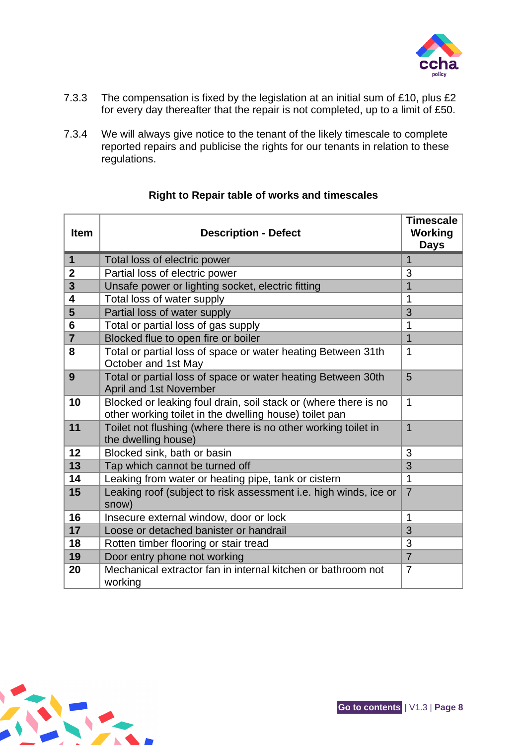7.3.3 The compensation is fixed by the legislation at an initial sum of £10, plus £2 for every day thereafter that the repair is not completed, up to a limit of £50.

7.3.4 We will always give notice to the tenant of the likely timescale to complete reported repairs and publicise the rights for our tenants in relation to these regulations.

**Right to Repair table of works and timescales**

| Item | Description - Defect | Timescale Working Days |
|---|---|---|
| **1** | Total loss of electric power | 1 |
| **2** | Partial loss of electric power | 3 |
| **3** | Unsafe power or lighting socket, electric fitting | 1 |
| **4** | Total loss of water supply | 1 |
| **5** | Partial loss of water supply | 3 |
| **6** | Total or partial loss of gas supply | 1 |
| **7** | Blocked flue to open fire or boiler | 1 |
| **8** | Total or partial loss of space or water heating Between 31th October and 1st May | 1 |
| **9** | Total or partial loss of space or water heating Between 30th April and 1st November | 5 |
| **10** | Blocked or leaking foul drain, soil stack or (where there is no other working toilet in the dwelling house) toilet pan | 1 |
| **11** | Toilet not flushing (where there is no other working toilet in the dwelling house) | 1 |
| **12** | Blocked sink, bath or basin | 3 |
| **13** | Tap which cannot be turned off | 3 |
| **14** | Leaking from water or heating pipe, tank or cistern | 1 |
| **15** | Leaking roof (subject to risk assessment i.e. high winds, ice or snow) | 7 |
| **16** | Insecure external window, door or lock | 1 |
| **17** | Loose or detached banister or handrail | 3 |
| **18** | Rotten timber flooring or stair tread | 3 |
| **19** | Door entry phone not working | 7 |
| **20** | Mechanical extractor fan in internal kitchen or bathroom not working | 7 |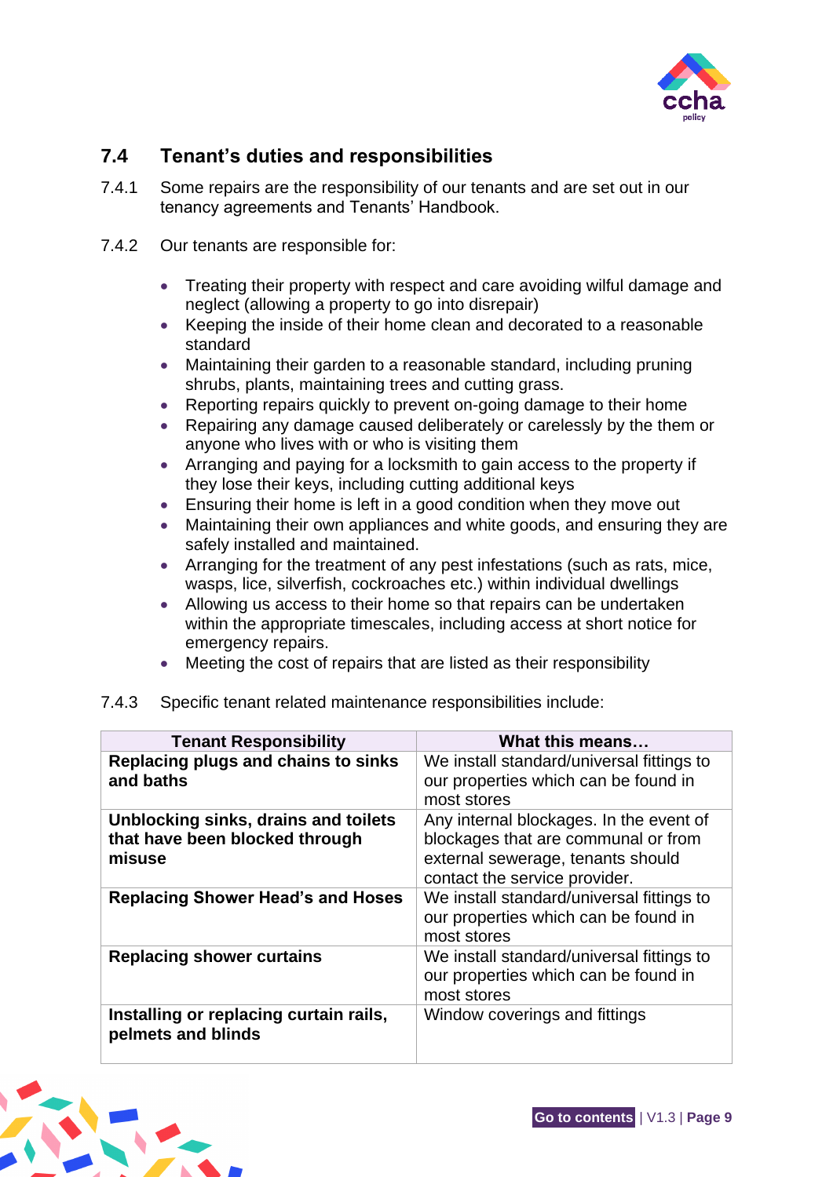## 7.4 Tenant's duties and responsibilities

7.4.1 Some repairs are the responsibility of our tenants and are set out in our tenancy agreements and Tenants' Handbook.

7.4.2 Our tenants are responsible for:

- Treating their property with respect and care avoiding wilful damage and neglect (allowing a property to go into disrepair)
- Keeping the inside of their home clean and decorated to a reasonable standard
- Maintaining their garden to a reasonable standard, including pruning shrubs, plants, maintaining trees and cutting grass.
- Reporting repairs quickly to prevent on-going damage to their home
- Repairing any damage caused deliberately or carelessly by the them or anyone who lives with or who is visiting them
- Arranging and paying for a locksmith to gain access to the property if they lose their keys, including cutting additional keys
- Ensuring their home is left in a good condition when they move out
- Maintaining their own appliances and white goods, and ensuring they are safely installed and maintained.
- Arranging for the treatment of any pest infestations (such as rats, mice, wasps, lice, silverfish, cockroaches etc.) within individual dwellings
- Allowing us access to their home so that repairs can be undertaken within the appropriate timescales, including access at short notice for emergency repairs.
- Meeting the cost of repairs that are listed as their responsibility

7.4.3 Specific tenant related maintenance responsibilities include:

| Tenant Responsibility | What this means… |
|---|---|
| **Replacing plugs and chains to sinks and baths** | We install standard/universal fittings to our properties which can be found in most stores |
| **Unblocking sinks, drains and toilets that have been blocked through misuse** | Any internal blockages. In the event of blockages that are communal or from external sewerage, tenants should contact the service provider. |
| **Replacing Shower Head's and Hoses** | We install standard/universal fittings to our properties which can be found in most stores |
| **Replacing shower curtains** | We install standard/universal fittings to our properties which can be found in most stores |
| **Installing or replacing curtain rails, pelmets and blinds** | Window coverings and fittings |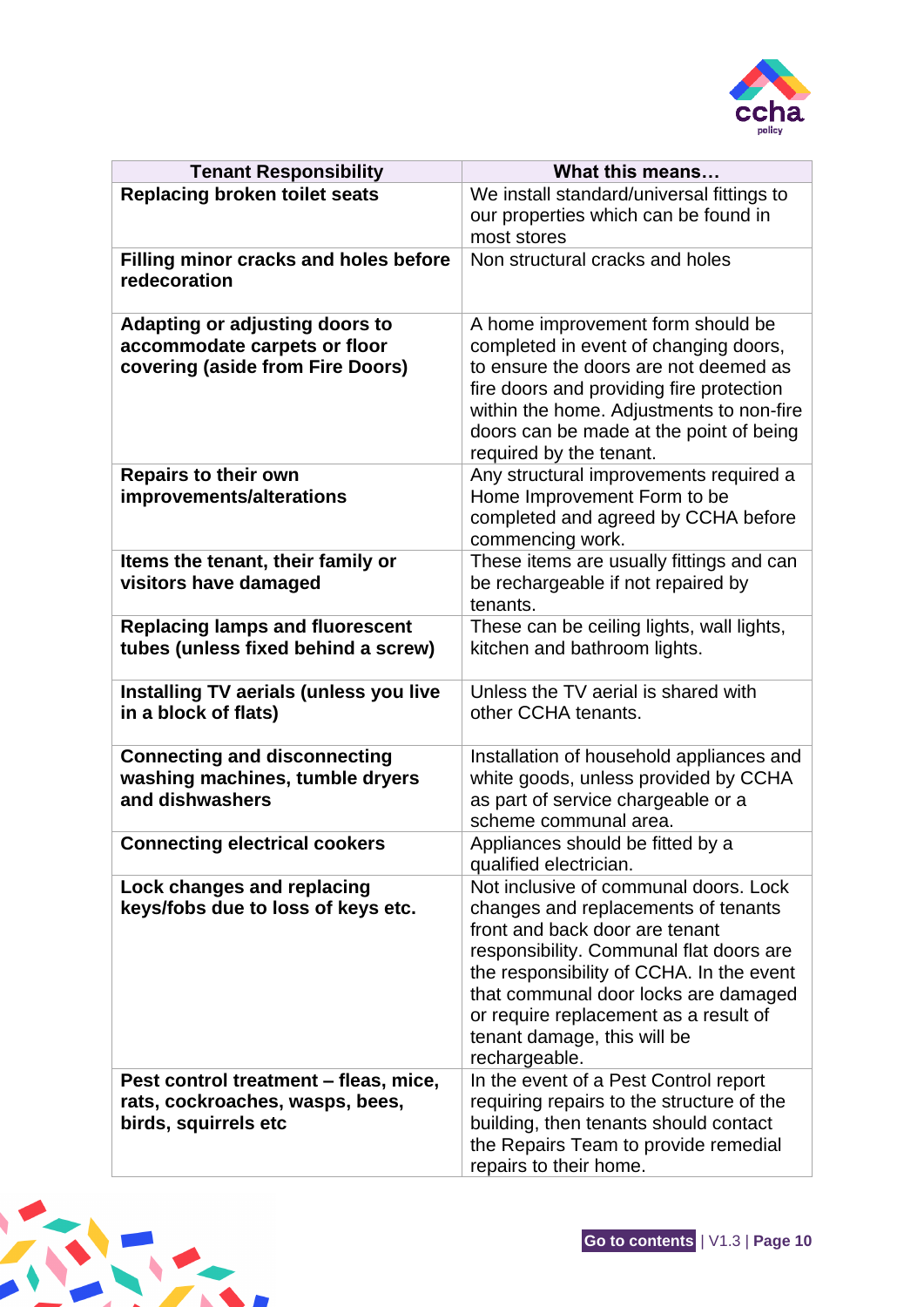| Tenant Responsibility | What this means… |
| --- | --- |
| **Replacing broken toilet seats** | We install standard/universal fittings to our properties which can be found in most stores |
| **Filling minor cracks and holes before redecoration** | Non structural cracks and holes |
| **Adapting or adjusting doors to accommodate carpets or floor covering (aside from Fire Doors)** | A home improvement form should be completed in event of changing doors, to ensure the doors are not deemed as fire doors and providing fire protection within the home. Adjustments to non-fire doors can be made at the point of being required by the tenant. |
| **Repairs to their own improvements/alterations** | Any structural improvements required a Home Improvement Form to be completed and agreed by CCHA before commencing work. |
| **Items the tenant, their family or visitors have damaged** | These items are usually fittings and can be rechargeable if not repaired by tenants. |
| **Replacing lamps and fluorescent tubes (unless fixed behind a screw)** | These can be ceiling lights, wall lights, kitchen and bathroom lights. |
| **Installing TV aerials (unless you live in a block of flats)** | Unless the TV aerial is shared with other CCHA tenants. |
| **Connecting and disconnecting washing machines, tumble dryers and dishwashers** | Installation of household appliances and white goods, unless provided by CCHA as part of service chargeable or a scheme communal area. |
| **Connecting electrical cookers** | Appliances should be fitted by a qualified electrician. |
| **Lock changes and replacing keys/fobs due to loss of keys etc.** | Not inclusive of communal doors. Lock changes and replacements of tenants front and back door are tenant responsibility. Communal flat doors are the responsibility of CCHA. In the event that communal door locks are damaged or require replacement as a result of tenant damage, this will be rechargeable. |
| **Pest control treatment – fleas, mice, rats, cockroaches, wasps, bees, birds, squirrels etc** | In the event of a Pest Control report requiring repairs to the structure of the building, then tenants should contact the Repairs Team to provide remedial repairs to their home. |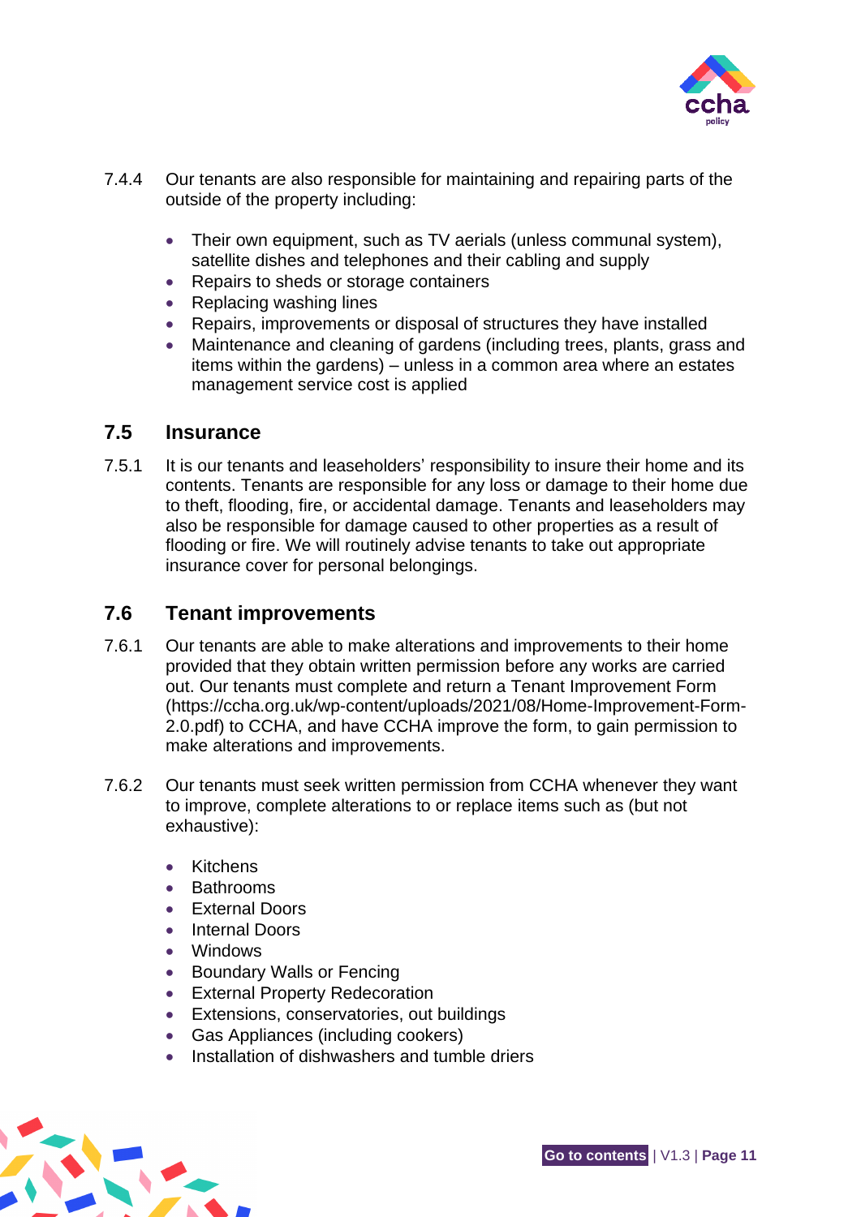7.4.4 Our tenants are also responsible for maintaining and repairing parts of the outside of the property including:

- Their own equipment, such as TV aerials (unless communal system), satellite dishes and telephones and their cabling and supply
- Repairs to sheds or storage containers
- Replacing washing lines
- Repairs, improvements or disposal of structures they have installed
- Maintenance and cleaning of gardens (including trees, plants, grass and items within the gardens) – unless in a common area where an estates management service cost is applied

## 7.5 Insurance

7.5.1 It is our tenants and leaseholders' responsibility to insure their home and its contents. Tenants are responsible for any loss or damage to their home due to theft, flooding, fire, or accidental damage. Tenants and leaseholders may also be responsible for damage caused to other properties as a result of flooding or fire. We will routinely advise tenants to take out appropriate insurance cover for personal belongings.

## 7.6 Tenant improvements

7.6.1 Our tenants are able to make alterations and improvements to their home provided that they obtain written permission before any works are carried out. Our tenants must complete and return a Tenant Improvement Form (https://ccha.org.uk/wp-content/uploads/2021/08/Home-Improvement-Form-2.0.pdf) to CCHA, and have CCHA improve the form, to gain permission to make alterations and improvements.

7.6.2 Our tenants must seek written permission from CCHA whenever they want to improve, complete alterations to or replace items such as (but not exhaustive):

- Kitchens
- Bathrooms
- External Doors
- Internal Doors
- Windows
- Boundary Walls or Fencing
- External Property Redecoration
- Extensions, conservatories, out buildings
- Gas Appliances (including cookers)
- Installation of dishwashers and tumble driers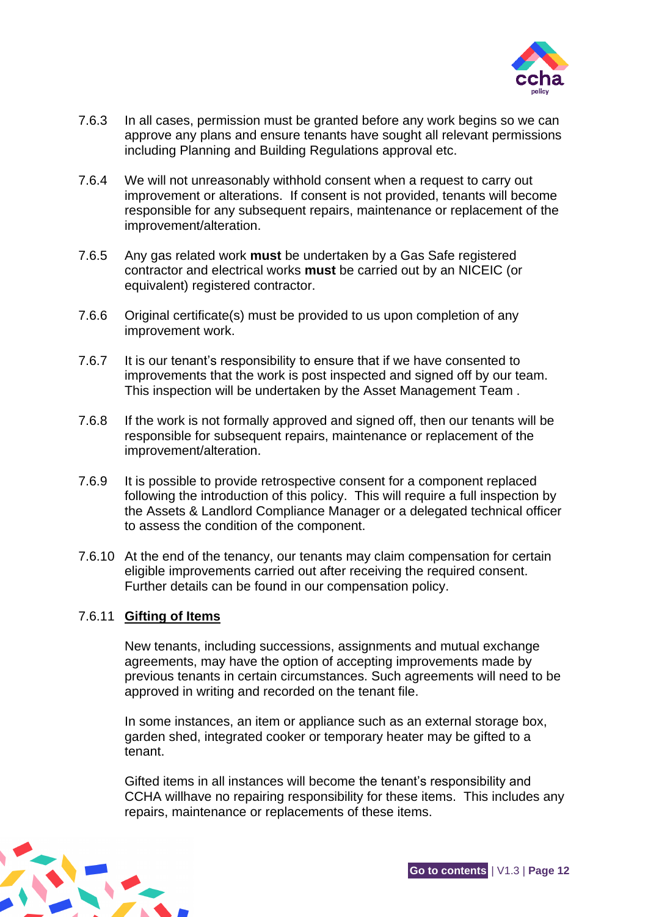7.6.3 In all cases, permission must be granted before any work begins so we can approve any plans and ensure tenants have sought all relevant permissions including Planning and Building Regulations approval etc.

7.6.4 We will not unreasonably withhold consent when a request to carry out improvement or alterations. If consent is not provided, tenants will become responsible for any subsequent repairs, maintenance or replacement of the improvement/alteration.

7.6.5 Any gas related work **must** be undertaken by a Gas Safe registered contractor and electrical works **must** be carried out by an NICEIC (or equivalent) registered contractor.

7.6.6 Original certificate(s) must be provided to us upon completion of any improvement work.

7.6.7 It is our tenant's responsibility to ensure that if we have consented to improvements that the work is post inspected and signed off by our team. This inspection will be undertaken by the Asset Management Team .

7.6.8 If the work is not formally approved and signed off, then our tenants will be responsible for subsequent repairs, maintenance or replacement of the improvement/alteration.

7.6.9 It is possible to provide retrospective consent for a component replaced following the introduction of this policy. This will require a full inspection by the Assets & Landlord Compliance Manager or a delegated technical officer to assess the condition of the component.

7.6.10 At the end of the tenancy, our tenants may claim compensation for certain eligible improvements carried out after receiving the required consent. Further details can be found in our compensation policy.

7.6.11 **<u>Gifting of Items</u>**

New tenants, including successions, assignments and mutual exchange agreements, may have the option of accepting improvements made by previous tenants in certain circumstances. Such agreements will need to be approved in writing and recorded on the tenant file.

In some instances, an item or appliance such as an external storage box, garden shed, integrated cooker or temporary heater may be gifted to a tenant.

Gifted items in all instances will become the tenant's responsibility and CCHA willhave no repairing responsibility for these items. This includes any repairs, maintenance or replacements of these items.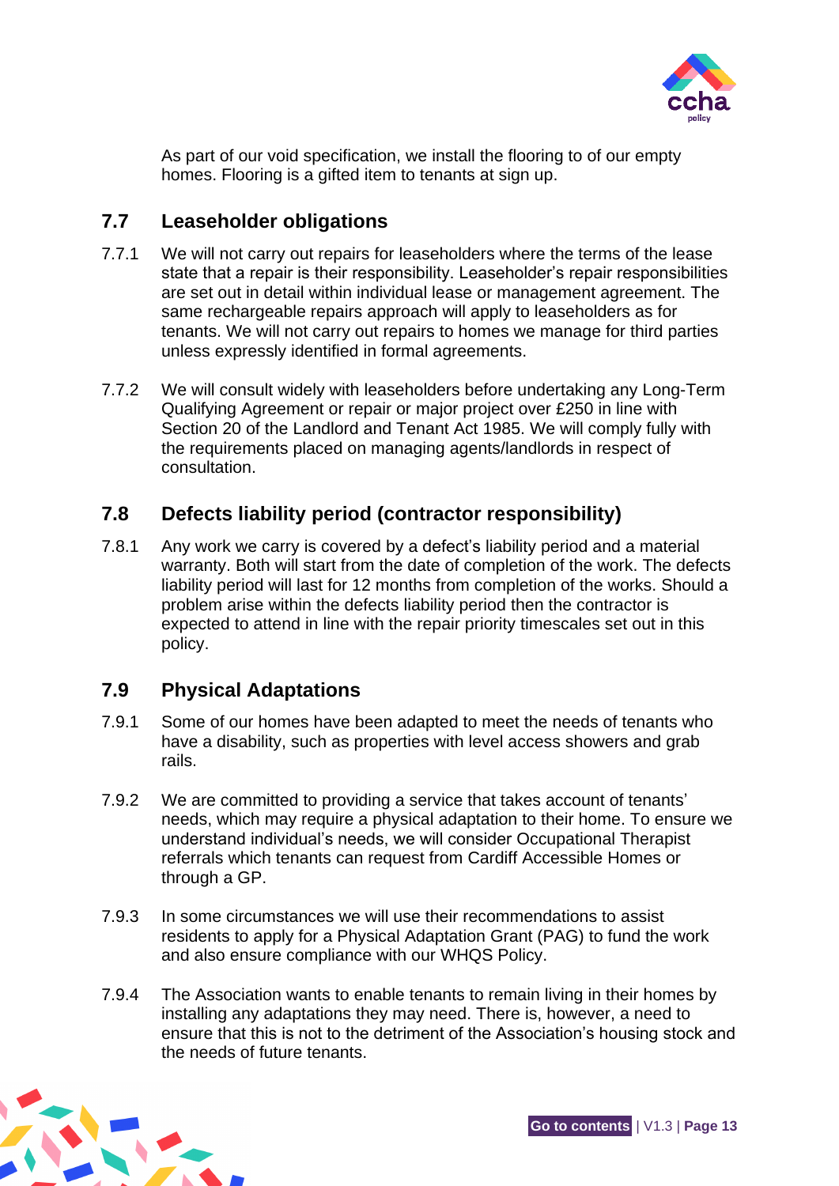As part of our void specification, we install the flooring to of our empty homes. Flooring is a gifted item to tenants at sign up.

## 7.7 Leaseholder obligations

7.7.1 We will not carry out repairs for leaseholders where the terms of the lease state that a repair is their responsibility. Leaseholder's repair responsibilities are set out in detail within individual lease or management agreement. The same rechargeable repairs approach will apply to leaseholders as for tenants. We will not carry out repairs to homes we manage for third parties unless expressly identified in formal agreements.

7.7.2 We will consult widely with leaseholders before undertaking any Long-Term Qualifying Agreement or repair or major project over £250 in line with Section 20 of the Landlord and Tenant Act 1985. We will comply fully with the requirements placed on managing agents/landlords in respect of consultation.

## 7.8 Defects liability period (contractor responsibility)

7.8.1 Any work we carry is covered by a defect's liability period and a material warranty. Both will start from the date of completion of the work. The defects liability period will last for 12 months from completion of the works. Should a problem arise within the defects liability period then the contractor is expected to attend in line with the repair priority timescales set out in this policy.

## 7.9 Physical Adaptations

7.9.1 Some of our homes have been adapted to meet the needs of tenants who have a disability, such as properties with level access showers and grab rails.

7.9.2 We are committed to providing a service that takes account of tenants' needs, which may require a physical adaptation to their home. To ensure we understand individual's needs, we will consider Occupational Therapist referrals which tenants can request from Cardiff Accessible Homes or through a GP.

7.9.3 In some circumstances we will use their recommendations to assist residents to apply for a Physical Adaptation Grant (PAG) to fund the work and also ensure compliance with our WHQS Policy.

7.9.4 The Association wants to enable tenants to remain living in their homes by installing any adaptations they may need. There is, however, a need to ensure that this is not to the detriment of the Association's housing stock and the needs of future tenants.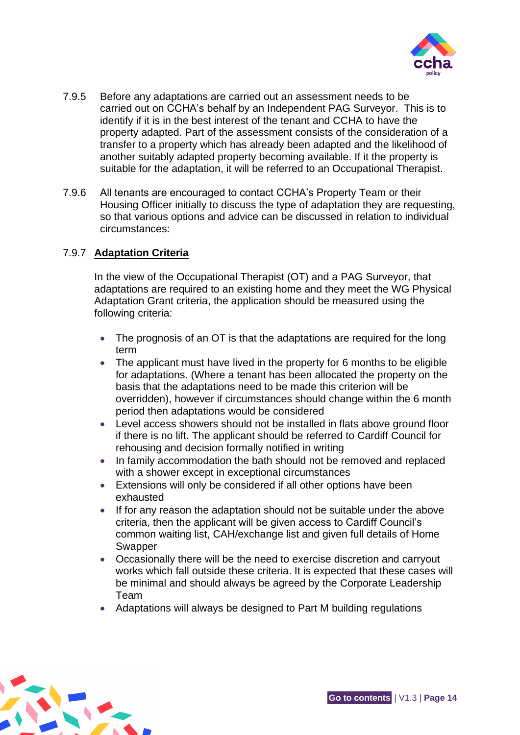7.9.5 Before any adaptations are carried out an assessment needs to be carried out on CCHA's behalf by an Independent PAG Surveyor. This is to identify if it is in the best interest of the tenant and CCHA to have the property adapted. Part of the assessment consists of the consideration of a transfer to a property which has already been adapted and the likelihood of another suitably adapted property becoming available. If it the property is suitable for the adaptation, it will be referred to an Occupational Therapist.

7.9.6 All tenants are encouraged to contact CCHA's Property Team or their Housing Officer initially to discuss the type of adaptation they are requesting, so that various options and advice can be discussed in relation to individual circumstances:

7.9.7 **Adaptation Criteria**

In the view of the Occupational Therapist (OT) and a PAG Surveyor, that adaptations are required to an existing home and they meet the WG Physical Adaptation Grant criteria, the application should be measured using the following criteria:

- The prognosis of an OT is that the adaptations are required for the long term
- The applicant must have lived in the property for 6 months to be eligible for adaptations. (Where a tenant has been allocated the property on the basis that the adaptations need to be made this criterion will be overridden), however if circumstances should change within the 6 month period then adaptations would be considered
- Level access showers should not be installed in flats above ground floor if there is no lift. The applicant should be referred to Cardiff Council for rehousing and decision formally notified in writing
- In family accommodation the bath should not be removed and replaced with a shower except in exceptional circumstances
- Extensions will only be considered if all other options have been exhausted
- If for any reason the adaptation should not be suitable under the above criteria, then the applicant will be given access to Cardiff Council's common waiting list, CAH/exchange list and given full details of Home Swapper
- Occasionally there will be the need to exercise discretion and carryout works which fall outside these criteria. It is expected that these cases will be minimal and should always be agreed by the Corporate Leadership Team
- Adaptations will always be designed to Part M building regulations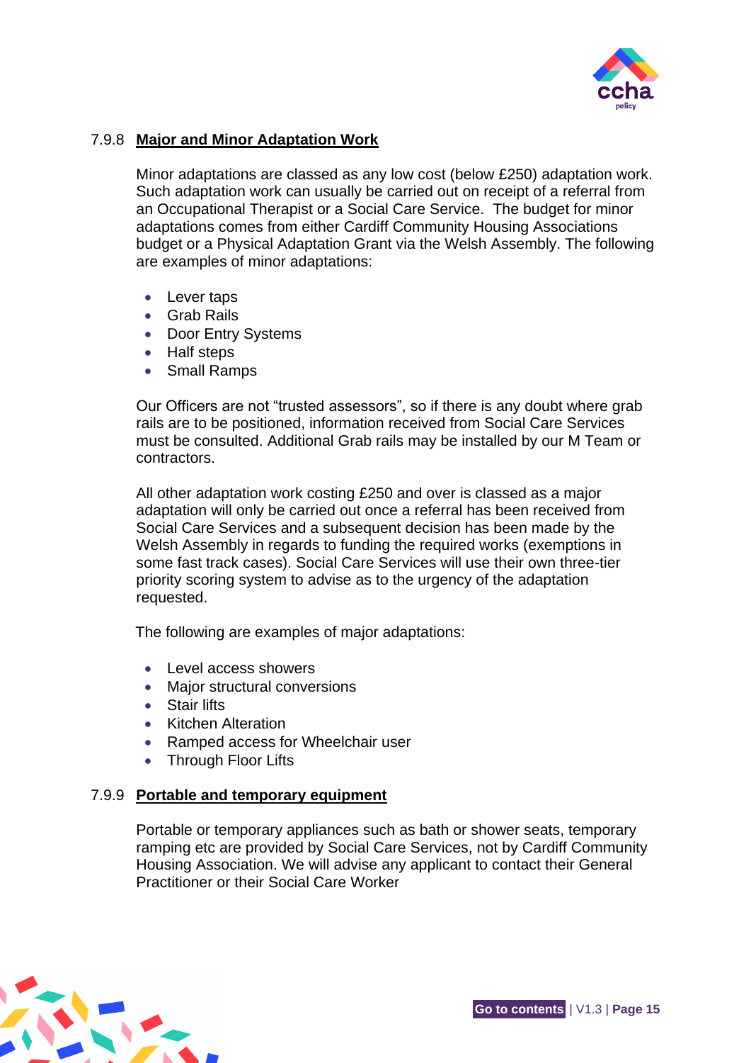### 7.9.8 <u>Major and Minor Adaptation Work</u>

Minor adaptations are classed as any low cost (below £250) adaptation work. Such adaptation work can usually be carried out on receipt of a referral from an Occupational Therapist or a Social Care Service. The budget for minor adaptations comes from either Cardiff Community Housing Associations budget or a Physical Adaptation Grant via the Welsh Assembly. The following are examples of minor adaptations:

- Lever taps
- Grab Rails
- Door Entry Systems
- Half steps
- Small Ramps

Our Officers are not "trusted assessors", so if there is any doubt where grab rails are to be positioned, information received from Social Care Services must be consulted. Additional Grab rails may be installed by our M Team or contractors.

All other adaptation work costing £250 and over is classed as a major adaptation will only be carried out once a referral has been received from Social Care Services and a subsequent decision has been made by the Welsh Assembly in regards to funding the required works (exemptions in some fast track cases). Social Care Services will use their own three-tier priority scoring system to advise as to the urgency of the adaptation requested.

The following are examples of major adaptations:

- Level access showers
- Major structural conversions
- Stair lifts
- Kitchen Alteration
- Ramped access for Wheelchair user
- Through Floor Lifts

### 7.9.9 <u>Portable and temporary equipment</u>

Portable or temporary appliances such as bath or shower seats, temporary ramping etc are provided by Social Care Services, not by Cardiff Community Housing Association. We will advise any applicant to contact their General Practitioner or their Social Care Worker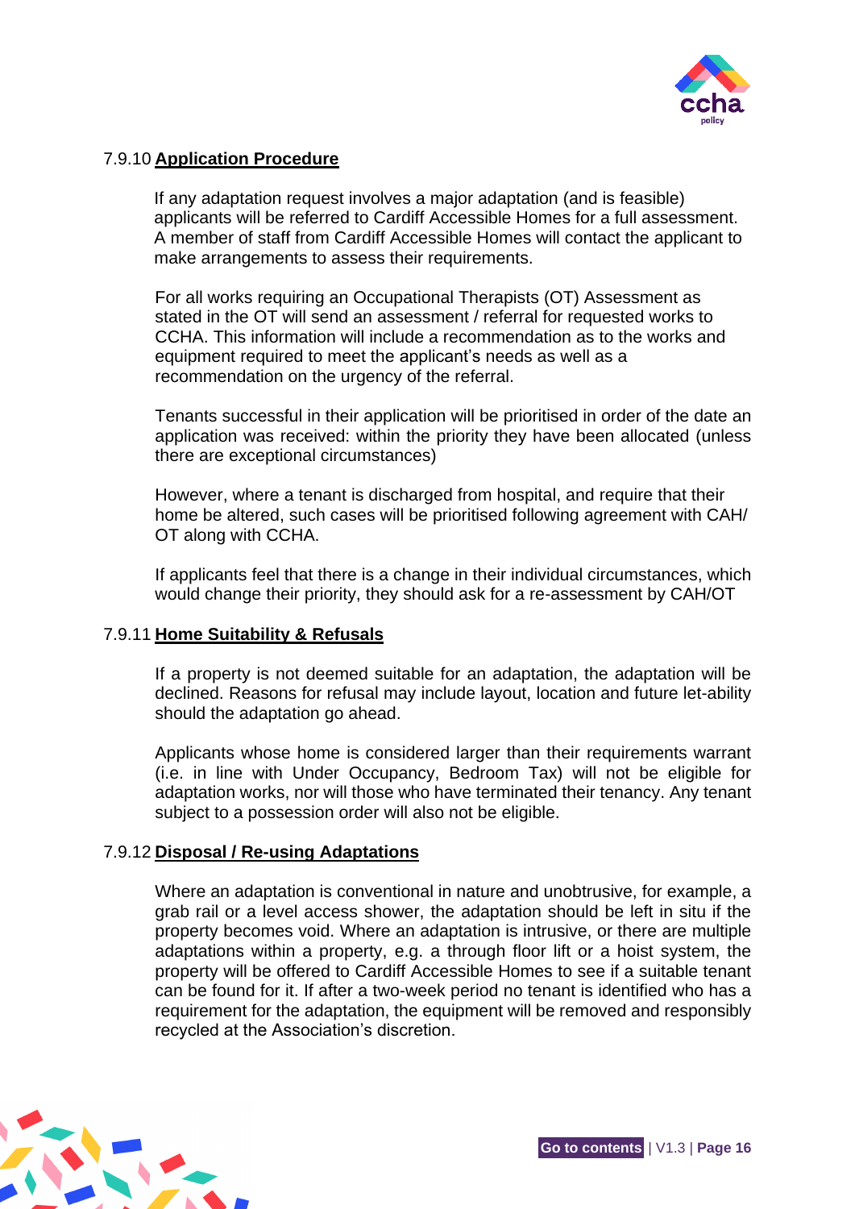### 7.9.10 Application Procedure

If any adaptation request involves a major adaptation (and is feasible) applicants will be referred to Cardiff Accessible Homes for a full assessment. A member of staff from Cardiff Accessible Homes will contact the applicant to make arrangements to assess their requirements.

For all works requiring an Occupational Therapists (OT) Assessment as stated in the OT will send an assessment / referral for requested works to CCHA. This information will include a recommendation as to the works and equipment required to meet the applicant's needs as well as a recommendation on the urgency of the referral.

Tenants successful in their application will be prioritised in order of the date an application was received: within the priority they have been allocated (unless there are exceptional circumstances)

However, where a tenant is discharged from hospital, and require that their home be altered, such cases will be prioritised following agreement with CAH/ OT along with CCHA.

If applicants feel that there is a change in their individual circumstances, which would change their priority, they should ask for a re-assessment by CAH/OT

### 7.9.11 Home Suitability & Refusals

If a property is not deemed suitable for an adaptation, the adaptation will be declined. Reasons for refusal may include layout, location and future let-ability should the adaptation go ahead.

Applicants whose home is considered larger than their requirements warrant (i.e. in line with Under Occupancy, Bedroom Tax) will not be eligible for adaptation works, nor will those who have terminated their tenancy. Any tenant subject to a possession order will also not be eligible.

### 7.9.12 Disposal / Re-using Adaptations

Where an adaptation is conventional in nature and unobtrusive, for example, a grab rail or a level access shower, the adaptation should be left in situ if the property becomes void. Where an adaptation is intrusive, or there are multiple adaptations within a property, e.g. a through floor lift or a hoist system, the property will be offered to Cardiff Accessible Homes to see if a suitable tenant can be found for it. If after a two-week period no tenant is identified who has a requirement for the adaptation, the equipment will be removed and responsibly recycled at the Association's discretion.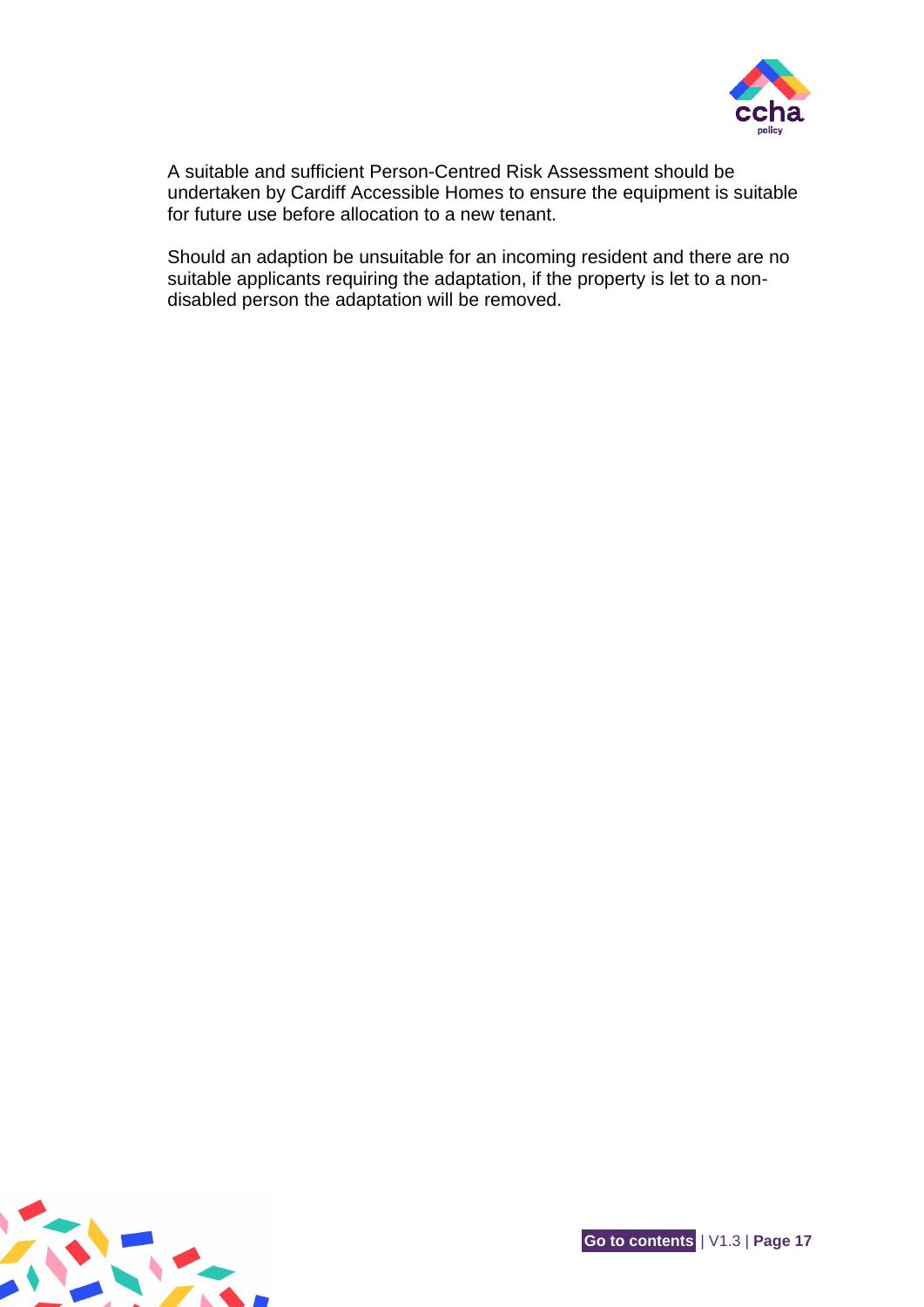A suitable and sufficient Person-Centred Risk Assessment should be undertaken by Cardiff Accessible Homes to ensure the equipment is suitable for future use before allocation to a new tenant.

Should an adaption be unsuitable for an incoming resident and there are no suitable applicants requiring the adaptation, if the property is let to a non-disabled person the adaptation will be removed.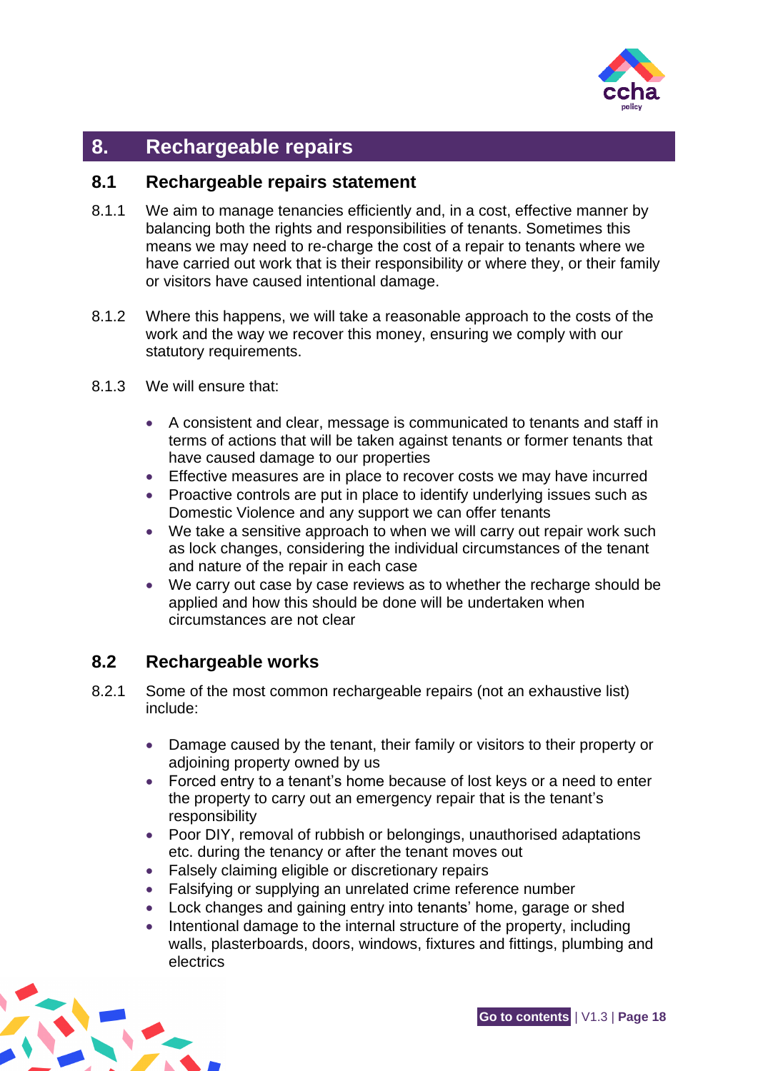## 8. Rechargeable repairs

### 8.1 Rechargeable repairs statement

8.1.1 We aim to manage tenancies efficiently and, in a cost, effective manner by balancing both the rights and responsibilities of tenants. Sometimes this means we may need to re-charge the cost of a repair to tenants where we have carried out work that is their responsibility or where they, or their family or visitors have caused intentional damage.

8.1.2 Where this happens, we will take a reasonable approach to the costs of the work and the way we recover this money, ensuring we comply with our statutory requirements.

8.1.3 We will ensure that:

- A consistent and clear, message is communicated to tenants and staff in terms of actions that will be taken against tenants or former tenants that have caused damage to our properties
- Effective measures are in place to recover costs we may have incurred
- Proactive controls are put in place to identify underlying issues such as Domestic Violence and any support we can offer tenants
- We take a sensitive approach to when we will carry out repair work such as lock changes, considering the individual circumstances of the tenant and nature of the repair in each case
- We carry out case by case reviews as to whether the recharge should be applied and how this should be done will be undertaken when circumstances are not clear

### 8.2 Rechargeable works

8.2.1 Some of the most common rechargeable repairs (not an exhaustive list) include:

- Damage caused by the tenant, their family or visitors to their property or adjoining property owned by us
- Forced entry to a tenant's home because of lost keys or a need to enter the property to carry out an emergency repair that is the tenant's responsibility
- Poor DIY, removal of rubbish or belongings, unauthorised adaptations etc. during the tenancy or after the tenant moves out
- Falsely claiming eligible or discretionary repairs
- Falsifying or supplying an unrelated crime reference number
- Lock changes and gaining entry into tenants' home, garage or shed
- Intentional damage to the internal structure of the property, including walls, plasterboards, doors, windows, fixtures and fittings, plumbing and electrics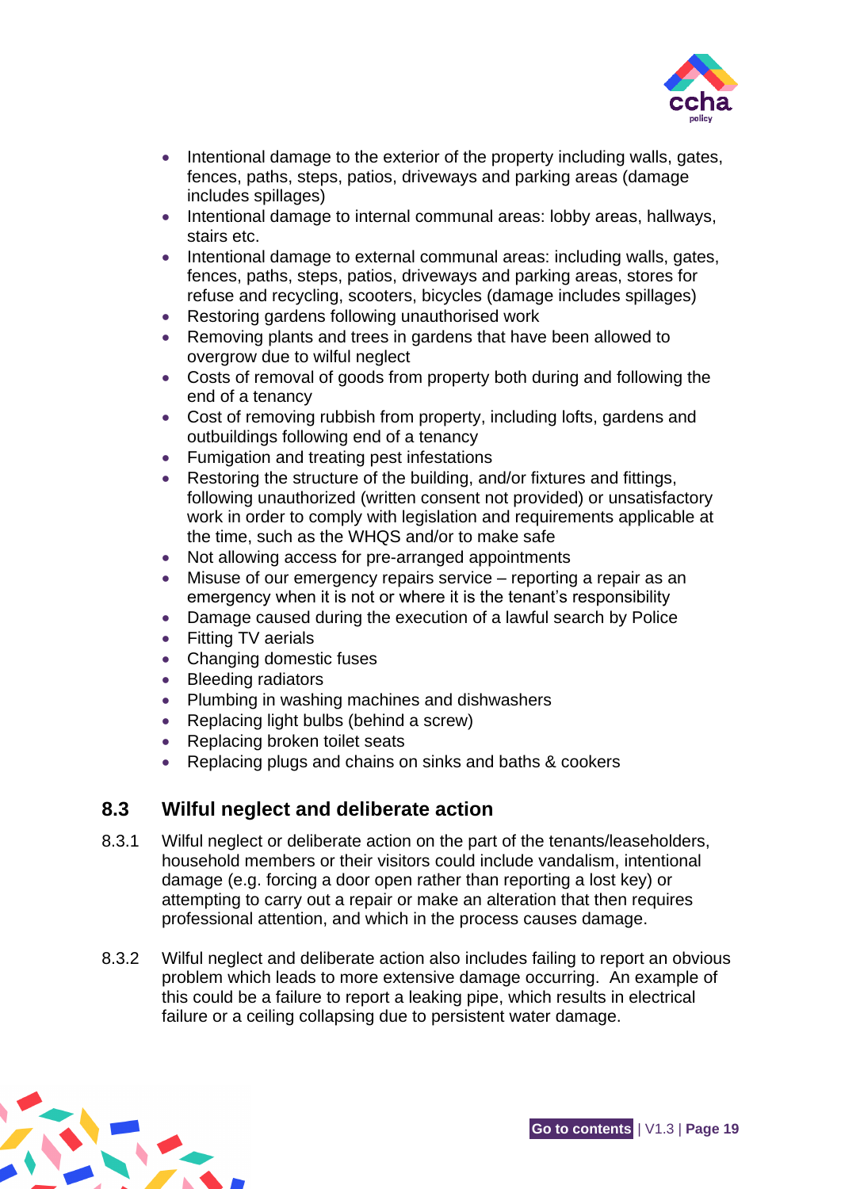- Intentional damage to the exterior of the property including walls, gates, fences, paths, steps, patios, driveways and parking areas (damage includes spillages)
- Intentional damage to internal communal areas: lobby areas, hallways, stairs etc.
- Intentional damage to external communal areas: including walls, gates, fences, paths, steps, patios, driveways and parking areas, stores for refuse and recycling, scooters, bicycles (damage includes spillages)
- Restoring gardens following unauthorised work
- Removing plants and trees in gardens that have been allowed to overgrow due to wilful neglect
- Costs of removal of goods from property both during and following the end of a tenancy
- Cost of removing rubbish from property, including lofts, gardens and outbuildings following end of a tenancy
- Fumigation and treating pest infestations
- Restoring the structure of the building, and/or fixtures and fittings, following unauthorized (written consent not provided) or unsatisfactory work in order to comply with legislation and requirements applicable at the time, such as the WHQS and/or to make safe
- Not allowing access for pre-arranged appointments
- Misuse of our emergency repairs service – reporting a repair as an emergency when it is not or where it is the tenant's responsibility
- Damage caused during the execution of a lawful search by Police
- Fitting TV aerials
- Changing domestic fuses
- Bleeding radiators
- Plumbing in washing machines and dishwashers
- Replacing light bulbs (behind a screw)
- Replacing broken toilet seats
- Replacing plugs and chains on sinks and baths & cookers

## 8.3 Wilful neglect and deliberate action

8.3.1 Wilful neglect or deliberate action on the part of the tenants/leaseholders, household members or their visitors could include vandalism, intentional damage (e.g. forcing a door open rather than reporting a lost key) or attempting to carry out a repair or make an alteration that then requires professional attention, and which in the process causes damage.

8.3.2 Wilful neglect and deliberate action also includes failing to report an obvious problem which leads to more extensive damage occurring. An example of this could be a failure to report a leaking pipe, which results in electrical failure or a ceiling collapsing due to persistent water damage.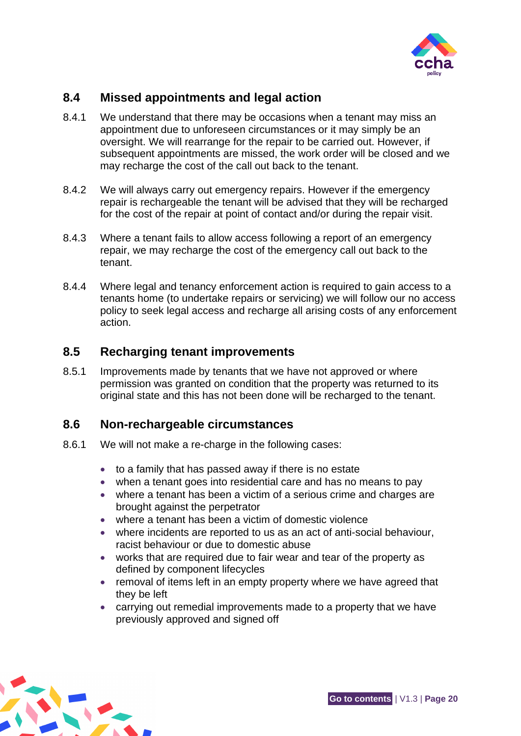## 8.4 Missed appointments and legal action

8.4.1 We understand that there may be occasions when a tenant may miss an appointment due to unforeseen circumstances or it may simply be an oversight. We will rearrange for the repair to be carried out. However, if subsequent appointments are missed, the work order will be closed and we may recharge the cost of the call out back to the tenant.

8.4.2 We will always carry out emergency repairs. However if the emergency repair is rechargeable the tenant will be advised that they will be recharged for the cost of the repair at point of contact and/or during the repair visit.

8.4.3 Where a tenant fails to allow access following a report of an emergency repair, we may recharge the cost of the emergency call out back to the tenant.

8.4.4 Where legal and tenancy enforcement action is required to gain access to a tenants home (to undertake repairs or servicing) we will follow our no access policy to seek legal access and recharge all arising costs of any enforcement action.

## 8.5 Recharging tenant improvements

8.5.1 Improvements made by tenants that we have not approved or where permission was granted on condition that the property was returned to its original state and this has not been done will be recharged to the tenant.

## 8.6 Non-rechargeable circumstances

8.6.1 We will not make a re-charge in the following cases:

- to a family that has passed away if there is no estate
- when a tenant goes into residential care and has no means to pay
- where a tenant has been a victim of a serious crime and charges are brought against the perpetrator
- where a tenant has been a victim of domestic violence
- where incidents are reported to us as an act of anti-social behaviour, racist behaviour or due to domestic abuse
- works that are required due to fair wear and tear of the property as defined by component lifecycles
- removal of items left in an empty property where we have agreed that they be left
- carrying out remedial improvements made to a property that we have previously approved and signed off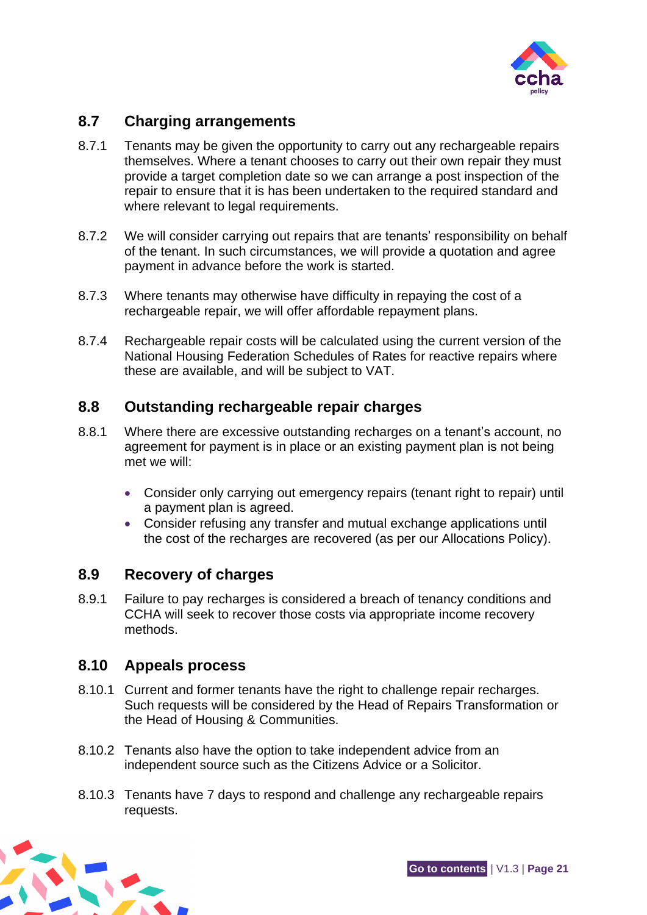## 8.7 Charging arrangements

8.7.1 Tenants may be given the opportunity to carry out any rechargeable repairs themselves. Where a tenant chooses to carry out their own repair they must provide a target completion date so we can arrange a post inspection of the repair to ensure that it is has been undertaken to the required standard and where relevant to legal requirements.

8.7.2 We will consider carrying out repairs that are tenants' responsibility on behalf of the tenant. In such circumstances, we will provide a quotation and agree payment in advance before the work is started.

8.7.3 Where tenants may otherwise have difficulty in repaying the cost of a rechargeable repair, we will offer affordable repayment plans.

8.7.4 Rechargeable repair costs will be calculated using the current version of the National Housing Federation Schedules of Rates for reactive repairs where these are available, and will be subject to VAT.

## 8.8 Outstanding rechargeable repair charges

8.8.1 Where there are excessive outstanding recharges on a tenant's account, no agreement for payment is in place or an existing payment plan is not being met we will:

- Consider only carrying out emergency repairs (tenant right to repair) until a payment plan is agreed.
- Consider refusing any transfer and mutual exchange applications until the cost of the recharges are recovered (as per our Allocations Policy).

## 8.9 Recovery of charges

8.9.1 Failure to pay recharges is considered a breach of tenancy conditions and CCHA will seek to recover those costs via appropriate income recovery methods.

## 8.10 Appeals process

8.10.1 Current and former tenants have the right to challenge repair recharges. Such requests will be considered by the Head of Repairs Transformation or the Head of Housing & Communities.

8.10.2 Tenants also have the option to take independent advice from an independent source such as the Citizens Advice or a Solicitor.

8.10.3 Tenants have 7 days to respond and challenge any rechargeable repairs requests.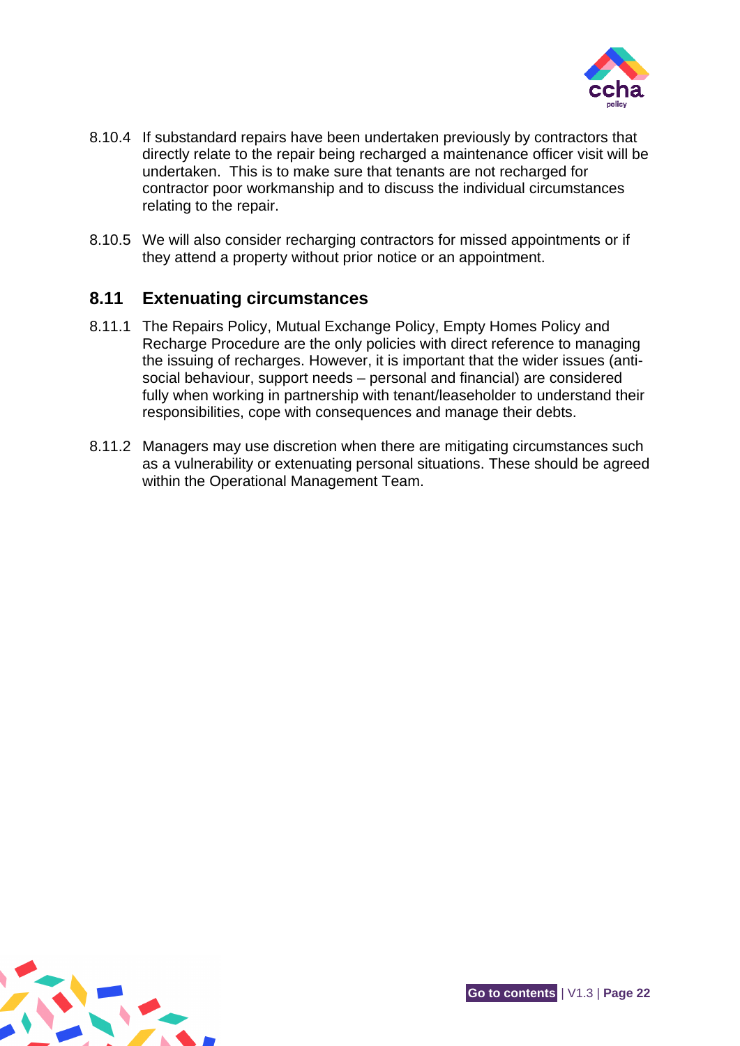8.10.4 If substandard repairs have been undertaken previously by contractors that directly relate to the repair being recharged a maintenance officer visit will be undertaken. This is to make sure that tenants are not recharged for contractor poor workmanship and to discuss the individual circumstances relating to the repair.

8.10.5 We will also consider recharging contractors for missed appointments or if they attend a property without prior notice or an appointment.

## 8.11 Extenuating circumstances

8.11.1 The Repairs Policy, Mutual Exchange Policy, Empty Homes Policy and Recharge Procedure are the only policies with direct reference to managing the issuing of recharges. However, it is important that the wider issues (anti-social behaviour, support needs – personal and financial) are considered fully when working in partnership with tenant/leaseholder to understand their responsibilities, cope with consequences and manage their debts.

8.11.2 Managers may use discretion when there are mitigating circumstances such as a vulnerability or extenuating personal situations. These should be agreed within the Operational Management Team.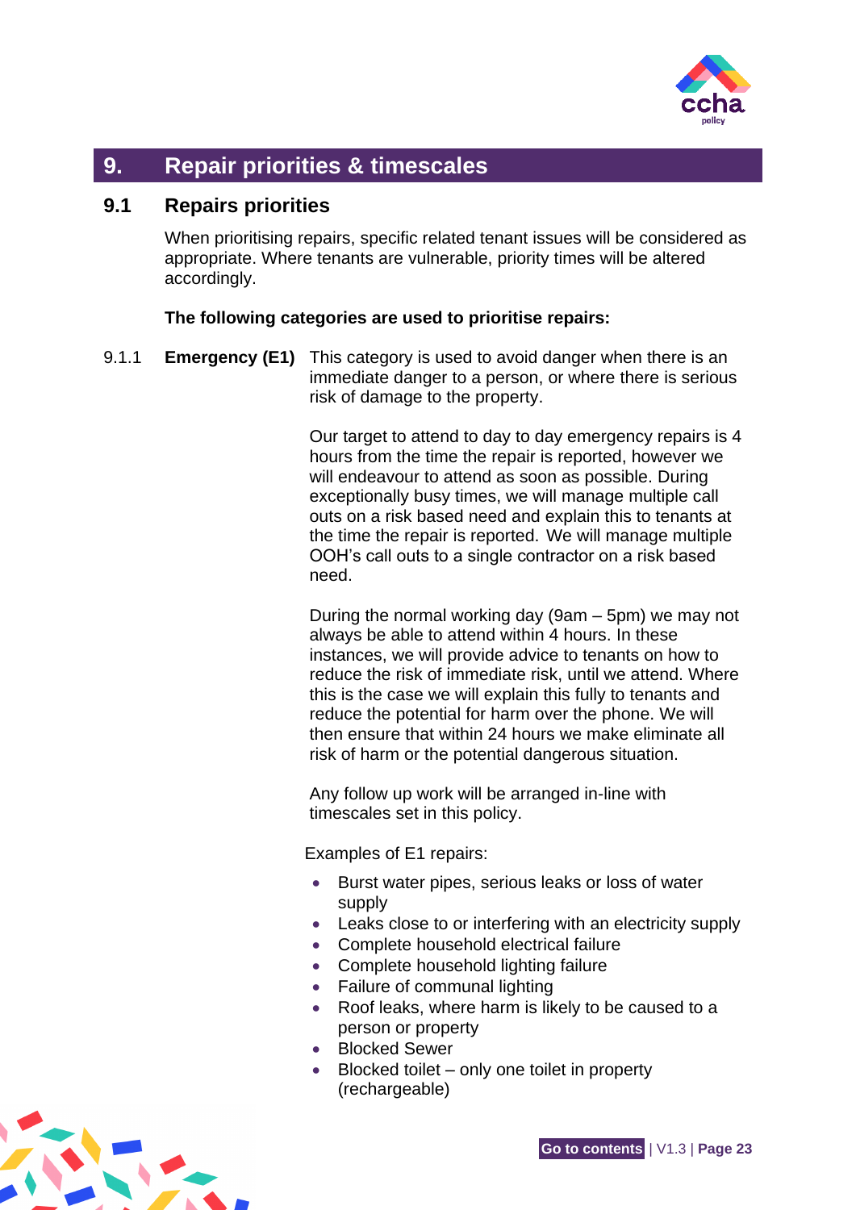## 9. Repair priorities & timescales

### 9.1 Repairs priorities

When prioritising repairs, specific related tenant issues will be considered as appropriate. Where tenants are vulnerable, priority times will be altered accordingly.

**The following categories are used to prioritise repairs:**

9.1.1 **Emergency (E1)** This category is used to avoid danger when there is an immediate danger to a person, or where there is serious risk of damage to the property.

Our target to attend to day to day emergency repairs is 4 hours from the time the repair is reported, however we will endeavour to attend as soon as possible. During exceptionally busy times, we will manage multiple call outs on a risk based need and explain this to tenants at the time the repair is reported. We will manage multiple OOH's call outs to a single contractor on a risk based need.

During the normal working day (9am – 5pm) we may not always be able to attend within 4 hours. In these instances, we will provide advice to tenants on how to reduce the risk of immediate risk, until we attend. Where this is the case we will explain this fully to tenants and reduce the potential for harm over the phone. We will then ensure that within 24 hours we make eliminate all risk of harm or the potential dangerous situation.

Any follow up work will be arranged in-line with timescales set in this policy.

Examples of E1 repairs:

- Burst water pipes, serious leaks or loss of water supply
- Leaks close to or interfering with an electricity supply
- Complete household electrical failure
- Complete household lighting failure
- Failure of communal lighting
- Roof leaks, where harm is likely to be caused to a person or property
- Blocked Sewer
- Blocked toilet – only one toilet in property (rechargeable)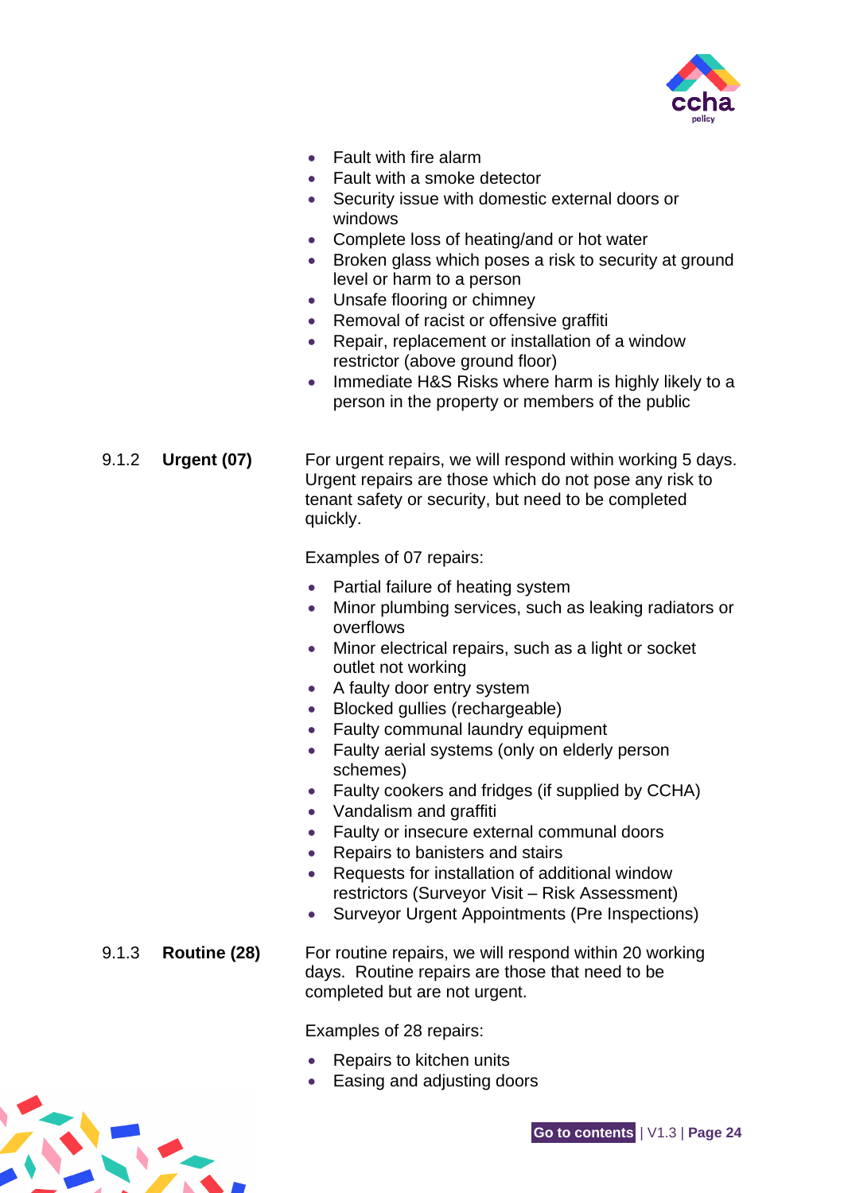- Fault with fire alarm
- Fault with a smoke detector
- Security issue with domestic external doors or windows
- Complete loss of heating/and or hot water
- Broken glass which poses a risk to security at ground level or harm to a person
- Unsafe flooring or chimney
- Removal of racist or offensive graffiti
- Repair, replacement or installation of a window restrictor (above ground floor)
- Immediate H&S Risks where harm is highly likely to a person in the property or members of the public

9.1.2 **Urgent (07)**

For urgent repairs, we will respond within working 5 days. Urgent repairs are those which do not pose any risk to tenant safety or security, but need to be completed quickly.

Examples of 07 repairs:

- Partial failure of heating system
- Minor plumbing services, such as leaking radiators or overflows
- Minor electrical repairs, such as a light or socket outlet not working
- A faulty door entry system
- Blocked gullies (rechargeable)
- Faulty communal laundry equipment
- Faulty aerial systems (only on elderly person schemes)
- Faulty cookers and fridges (if supplied by CCHA)
- Vandalism and graffiti
- Faulty or insecure external communal doors
- Repairs to banisters and stairs
- Requests for installation of additional window restrictors (Surveyor Visit – Risk Assessment)
- Surveyor Urgent Appointments (Pre Inspections)

9.1.3 **Routine (28)**

For routine repairs, we will respond within 20 working days. Routine repairs are those that need to be completed but are not urgent.

Examples of 28 repairs:

- Repairs to kitchen units
- Easing and adjusting doors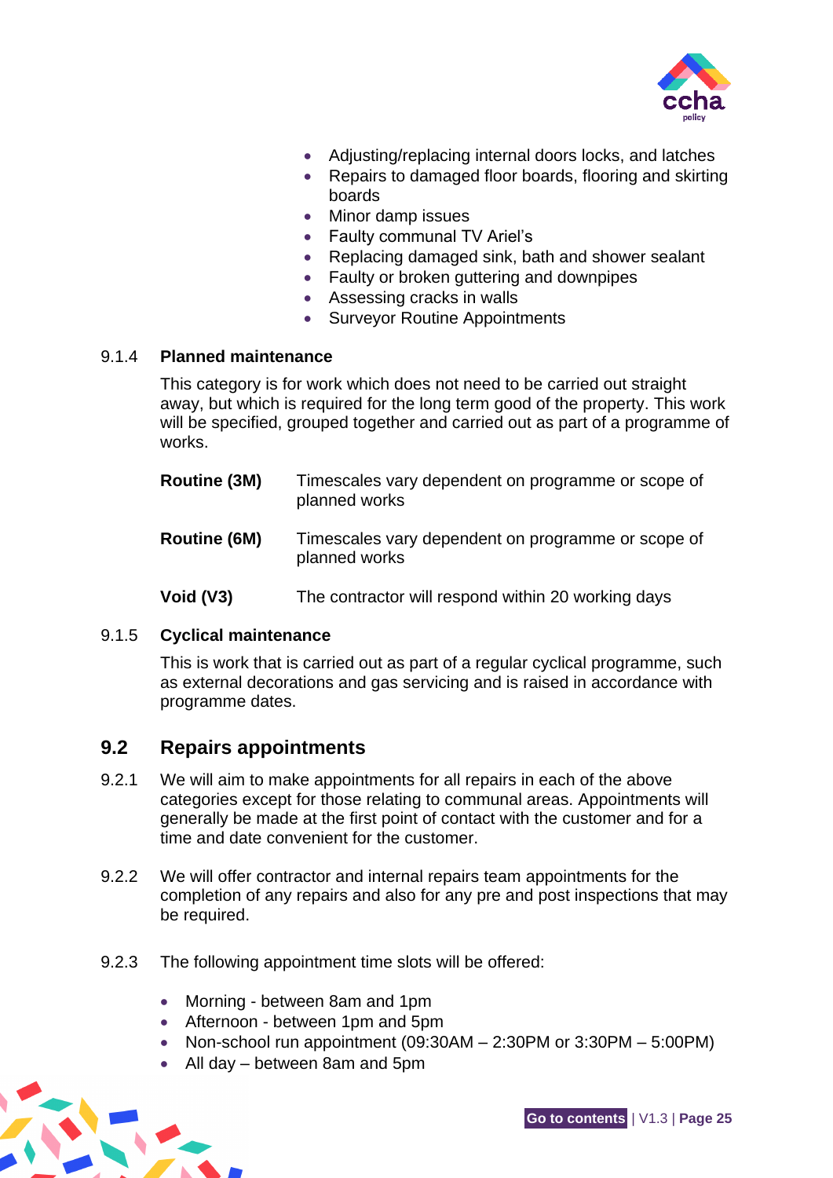- Adjusting/replacing internal doors locks, and latches
- Repairs to damaged floor boards, flooring and skirting boards
- Minor damp issues
- Faulty communal TV Ariel's
- Replacing damaged sink, bath and shower sealant
- Faulty or broken guttering and downpipes
- Assessing cracks in walls
- Surveyor Routine Appointments

### 9.1.4 Planned maintenance

This category is for work which does not need to be carried out straight away, but which is required for the long term good of the property. This work will be specified, grouped together and carried out as part of a programme of works.

| | |
|---|---|
| **Routine (3M)** | Timescales vary dependent on programme or scope of planned works |
| **Routine (6M)** | Timescales vary dependent on programme or scope of planned works |
| **Void (V3)** | The contractor will respond within 20 working days |

### 9.1.5 Cyclical maintenance

This is work that is carried out as part of a regular cyclical programme, such as external decorations and gas servicing and is raised in accordance with programme dates.

## 9.2 Repairs appointments

9.2.1 We will aim to make appointments for all repairs in each of the above categories except for those relating to communal areas. Appointments will generally be made at the first point of contact with the customer and for a time and date convenient for the customer.

9.2.2 We will offer contractor and internal repairs team appointments for the completion of any repairs and also for any pre and post inspections that may be required.

9.2.3 The following appointment time slots will be offered:

- Morning - between 8am and 1pm
- Afternoon - between 1pm and 5pm
- Non-school run appointment (09:30AM – 2:30PM or 3:30PM – 5:00PM)
- All day – between 8am and 5pm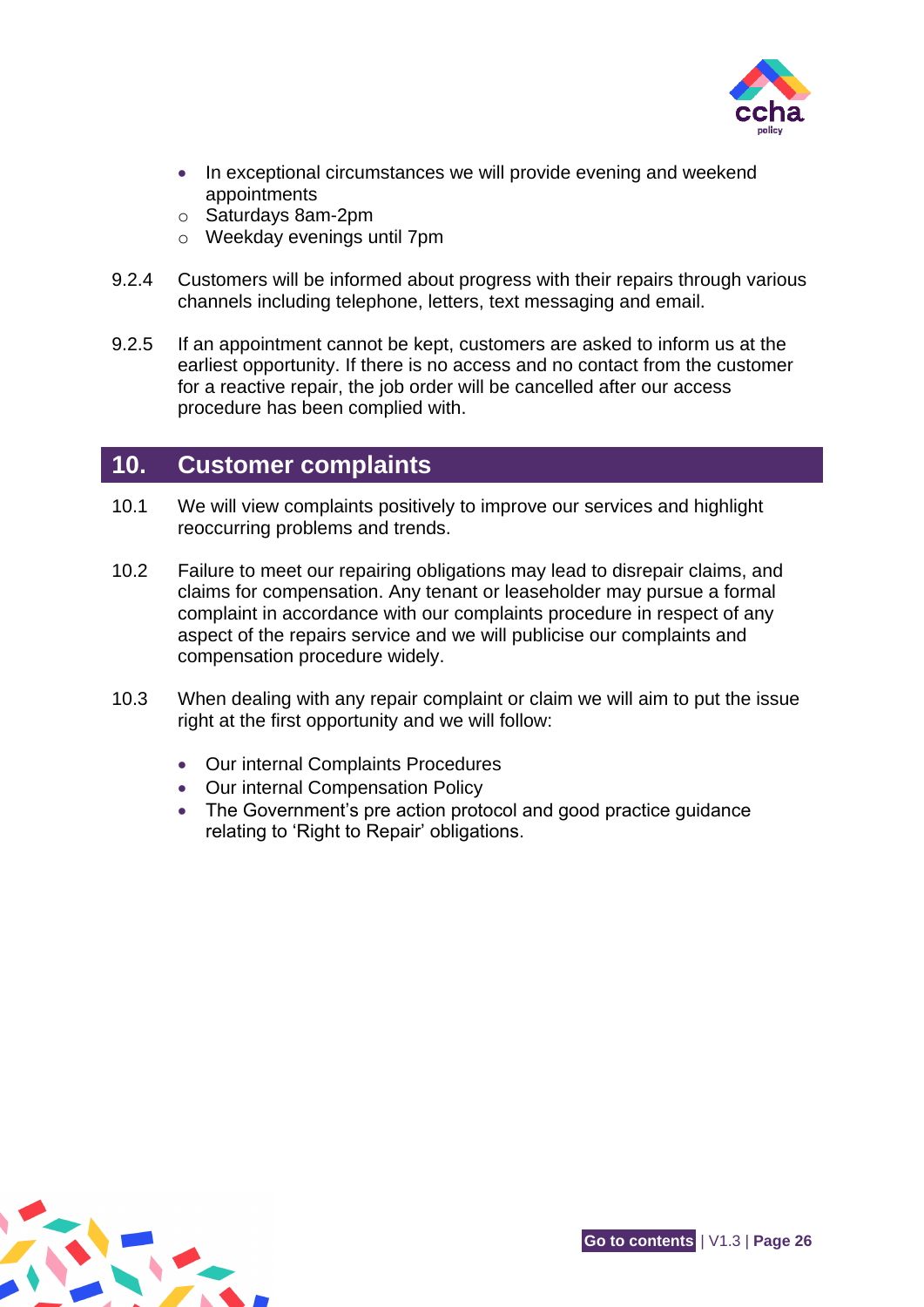- In exceptional circumstances we will provide evening and weekend appointments
    - Saturdays 8am-2pm
    - Weekday evenings until 7pm

9.2.4 Customers will be informed about progress with their repairs through various channels including telephone, letters, text messaging and email.

9.2.5 If an appointment cannot be kept, customers are asked to inform us at the earliest opportunity. If there is no access and no contact from the customer for a reactive repair, the job order will be cancelled after our access procedure has been complied with.

## 10. Customer complaints

10.1 We will view complaints positively to improve our services and highlight reoccurring problems and trends.

10.2 Failure to meet our repairing obligations may lead to disrepair claims, and claims for compensation. Any tenant or leaseholder may pursue a formal complaint in accordance with our complaints procedure in respect of any aspect of the repairs service and we will publicise our complaints and compensation procedure widely.

10.3 When dealing with any repair complaint or claim we will aim to put the issue right at the first opportunity and we will follow:

- Our internal Complaints Procedures
- Our internal Compensation Policy
- The Government's pre action protocol and good practice guidance relating to 'Right to Repair' obligations.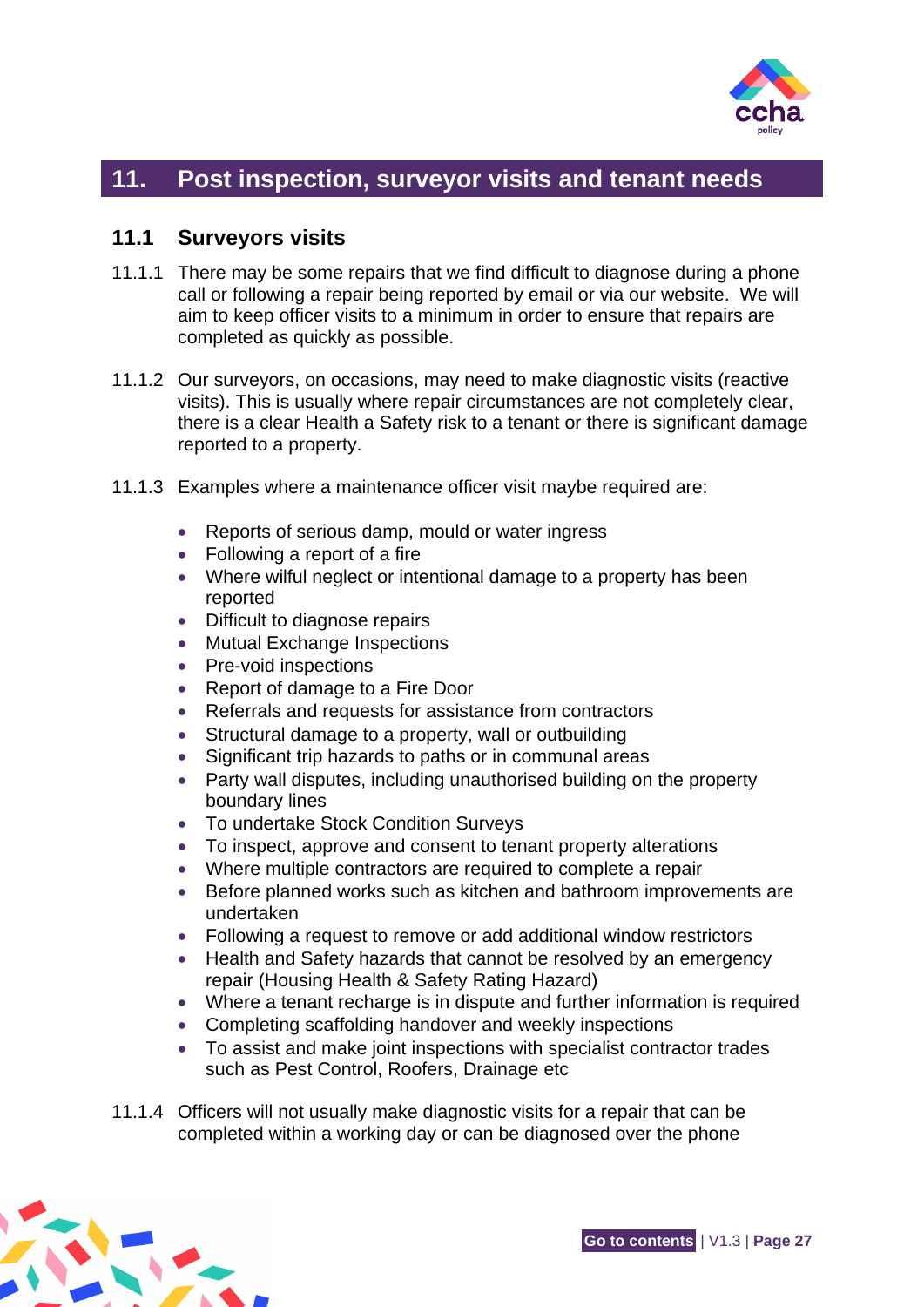## 11. Post inspection, surveyor visits and tenant needs

### 11.1 Surveyors visits

11.1.1 There may be some repairs that we find difficult to diagnose during a phone call or following a repair being reported by email or via our website. We will aim to keep officer visits to a minimum in order to ensure that repairs are completed as quickly as possible.

11.1.2 Our surveyors, on occasions, may need to make diagnostic visits (reactive visits). This is usually where repair circumstances are not completely clear, there is a clear Health a Safety risk to a tenant or there is significant damage reported to a property.

11.1.3 Examples where a maintenance officer visit maybe required are:

- Reports of serious damp, mould or water ingress
- Following a report of a fire
- Where wilful neglect or intentional damage to a property has been reported
- Difficult to diagnose repairs
- Mutual Exchange Inspections
- Pre-void inspections
- Report of damage to a Fire Door
- Referrals and requests for assistance from contractors
- Structural damage to a property, wall or outbuilding
- Significant trip hazards to paths or in communal areas
- Party wall disputes, including unauthorised building on the property boundary lines
- To undertake Stock Condition Surveys
- To inspect, approve and consent to tenant property alterations
- Where multiple contractors are required to complete a repair
- Before planned works such as kitchen and bathroom improvements are undertaken
- Following a request to remove or add additional window restrictors
- Health and Safety hazards that cannot be resolved by an emergency repair (Housing Health & Safety Rating Hazard)
- Where a tenant recharge is in dispute and further information is required
- Completing scaffolding handover and weekly inspections
- To assist and make joint inspections with specialist contractor trades such as Pest Control, Roofers, Drainage etc

11.1.4 Officers will not usually make diagnostic visits for a repair that can be completed within a working day or can be diagnosed over the phone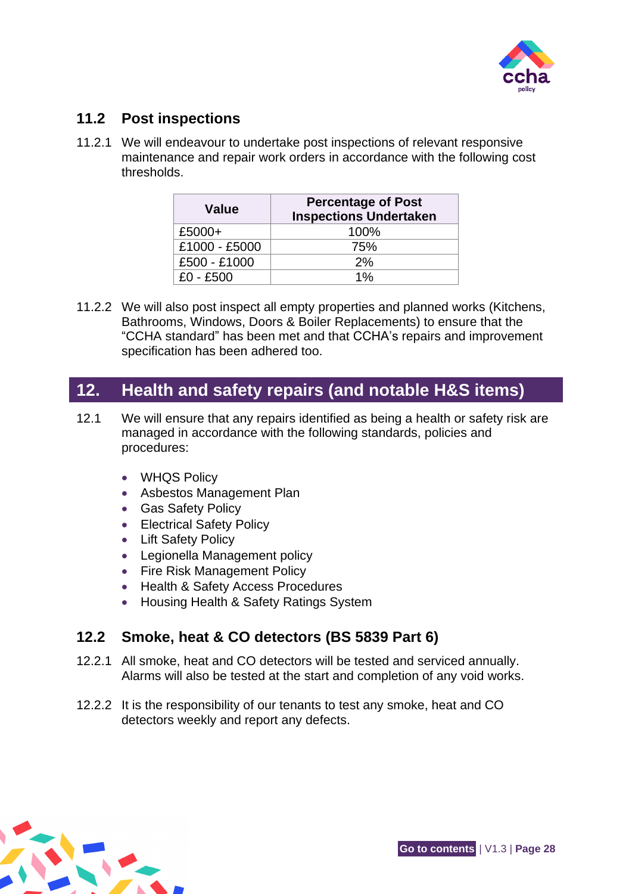## 11.2 Post inspections

11.2.1 We will endeavour to undertake post inspections of relevant responsive maintenance and repair work orders in accordance with the following cost thresholds.

| Value | Percentage of Post Inspections Undertaken |
|---|---|
| £5000+ | 100% |
| £1000 - £5000 | 75% |
| £500 - £1000 | 2% |
| £0 - £500 | 1% |

11.2.2 We will also post inspect all empty properties and planned works (Kitchens, Bathrooms, Windows, Doors & Boiler Replacements) to ensure that the "CCHA standard" has been met and that CCHA's repairs and improvement specification has been adhered too.

# 12. Health and safety repairs (and notable H&S items)

12.1 We will ensure that any repairs identified as being a health or safety risk are managed in accordance with the following standards, policies and procedures:

- WHQS Policy
- Asbestos Management Plan
- Gas Safety Policy
- Electrical Safety Policy
- Lift Safety Policy
- Legionella Management policy
- Fire Risk Management Policy
- Health & Safety Access Procedures
- Housing Health & Safety Ratings System

## 12.2 Smoke, heat & CO detectors (BS 5839 Part 6)

12.2.1 All smoke, heat and CO detectors will be tested and serviced annually. Alarms will also be tested at the start and completion of any void works.

12.2.2 It is the responsibility of our tenants to test any smoke, heat and CO detectors weekly and report any defects.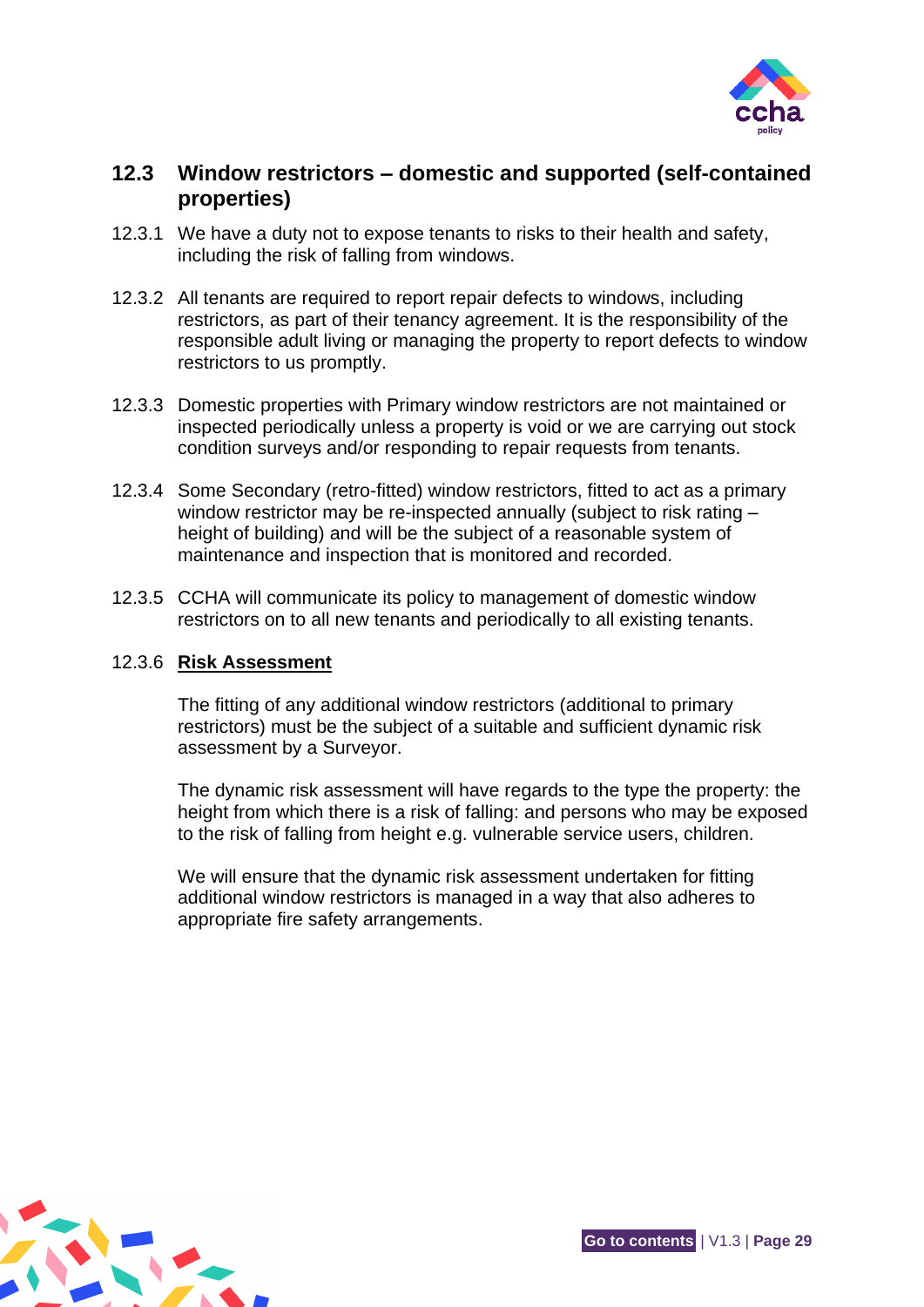## 12.3 Window restrictors – domestic and supported (self-contained properties)

12.3.1 We have a duty not to expose tenants to risks to their health and safety, including the risk of falling from windows.

12.3.2 All tenants are required to report repair defects to windows, including restrictors, as part of their tenancy agreement. It is the responsibility of the responsible adult living or managing the property to report defects to window restrictors to us promptly.

12.3.3 Domestic properties with Primary window restrictors are not maintained or inspected periodically unless a property is void or we are carrying out stock condition surveys and/or responding to repair requests from tenants.

12.3.4 Some Secondary (retro-fitted) window restrictors, fitted to act as a primary window restrictor may be re-inspected annually (subject to risk rating – height of building) and will be the subject of a reasonable system of maintenance and inspection that is monitored and recorded.

12.3.5 CCHA will communicate its policy to management of domestic window restrictors on to all new tenants and periodically to all existing tenants.

12.3.6 **Risk Assessment**

The fitting of any additional window restrictors (additional to primary restrictors) must be the subject of a suitable and sufficient dynamic risk assessment by a Surveyor.

The dynamic risk assessment will have regards to the type the property: the height from which there is a risk of falling: and persons who may be exposed to the risk of falling from height e.g. vulnerable service users, children.

We will ensure that the dynamic risk assessment undertaken for fitting additional window restrictors is managed in a way that also adheres to appropriate fire safety arrangements.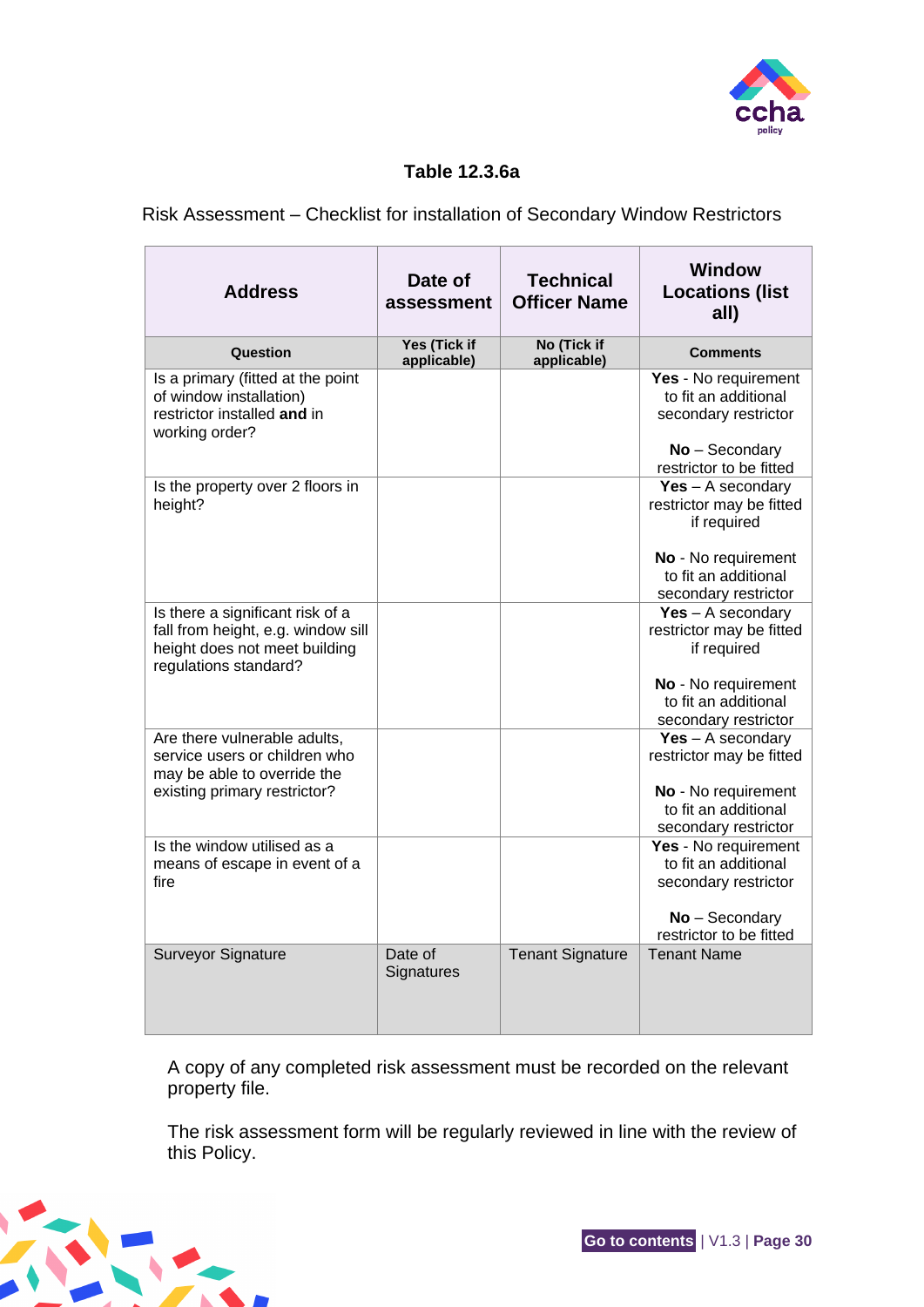**Table 12.3.6a**

Risk Assessment – Checklist for installation of Secondary Window Restrictors

| Address | Date of assessment | Technical Officer Name | Window Locations (list all) |
|---|---|---|---|
| **Question** | **Yes (Tick if applicable)** | **No (Tick if applicable)** | **Comments** |
| Is a primary (fitted at the point of window installation) restrictor installed **and** in working order? | | | **Yes** - No requirement to fit an additional secondary restrictor<br><br>**No** – Secondary restrictor to be fitted |
| Is the property over 2 floors in height? | | | **Yes** – A secondary restrictor may be fitted if required<br><br>**No** - No requirement to fit an additional secondary restrictor |
| Is there a significant risk of a fall from height, e.g. window sill height does not meet building regulations standard? | | | **Yes** – A secondary restrictor may be fitted if required<br><br>**No** - No requirement to fit an additional secondary restrictor |
| Are there vulnerable adults, service users or children who may be able to override the existing primary restrictor? | | | **Yes** – A secondary restrictor may be fitted<br><br>**No** - No requirement to fit an additional secondary restrictor |
| Is the window utilised as a means of escape in event of a fire | | | **Yes** - No requirement to fit an additional secondary restrictor<br><br>**No** – Secondary restrictor to be fitted |
| Surveyor Signature | Date of Signatures | Tenant Signature | Tenant Name |

A copy of any completed risk assessment must be recorded on the relevant property file.

The risk assessment form will be regularly reviewed in line with the review of this Policy.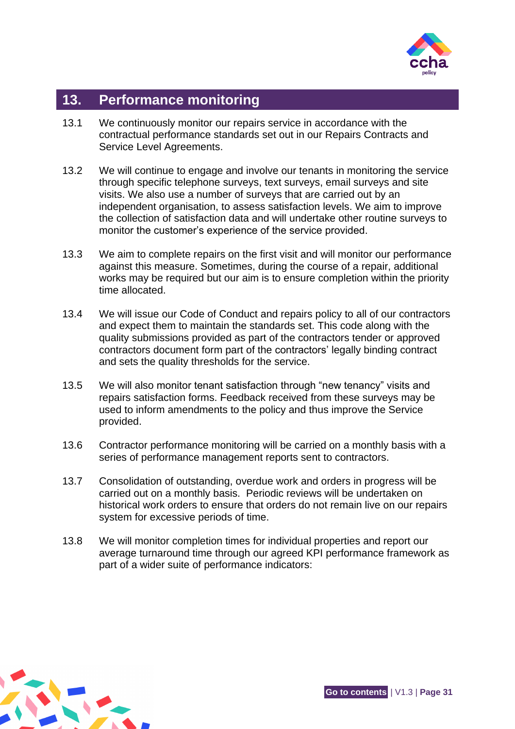## 13. Performance monitoring

13.1 We continuously monitor our repairs service in accordance with the contractual performance standards set out in our Repairs Contracts and Service Level Agreements.

13.2 We will continue to engage and involve our tenants in monitoring the service through specific telephone surveys, text surveys, email surveys and site visits. We also use a number of surveys that are carried out by an independent organisation, to assess satisfaction levels. We aim to improve the collection of satisfaction data and will undertake other routine surveys to monitor the customer's experience of the service provided.

13.3 We aim to complete repairs on the first visit and will monitor our performance against this measure. Sometimes, during the course of a repair, additional works may be required but our aim is to ensure completion within the priority time allocated.

13.4 We will issue our Code of Conduct and repairs policy to all of our contractors and expect them to maintain the standards set. This code along with the quality submissions provided as part of the contractors tender or approved contractors document form part of the contractors' legally binding contract and sets the quality thresholds for the service.

13.5 We will also monitor tenant satisfaction through "new tenancy" visits and repairs satisfaction forms. Feedback received from these surveys may be used to inform amendments to the policy and thus improve the Service provided.

13.6 Contractor performance monitoring will be carried on a monthly basis with a series of performance management reports sent to contractors.

13.7 Consolidation of outstanding, overdue work and orders in progress will be carried out on a monthly basis. Periodic reviews will be undertaken on historical work orders to ensure that orders do not remain live on our repairs system for excessive periods of time.

13.8 We will monitor completion times for individual properties and report our average turnaround time through our agreed KPI performance framework as part of a wider suite of performance indicators: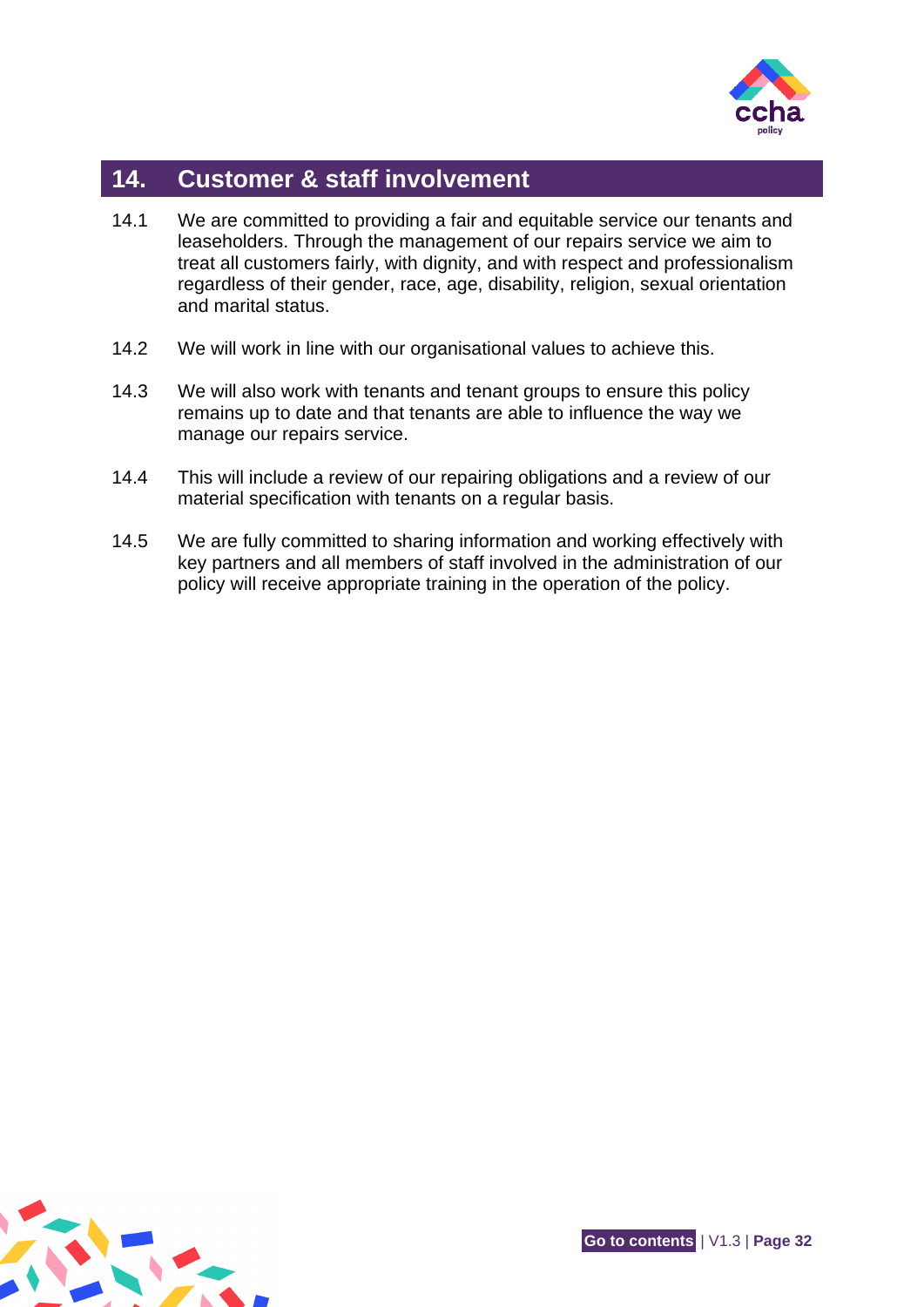## 14. Customer & staff involvement

14.1 We are committed to providing a fair and equitable service our tenants and leaseholders. Through the management of our repairs service we aim to treat all customers fairly, with dignity, and with respect and professionalism regardless of their gender, race, age, disability, religion, sexual orientation and marital status.

14.2 We will work in line with our organisational values to achieve this.

14.3 We will also work with tenants and tenant groups to ensure this policy remains up to date and that tenants are able to influence the way we manage our repairs service.

14.4 This will include a review of our repairing obligations and a review of our material specification with tenants on a regular basis.

14.5 We are fully committed to sharing information and working effectively with key partners and all members of staff involved in the administration of our policy will receive appropriate training in the operation of the policy.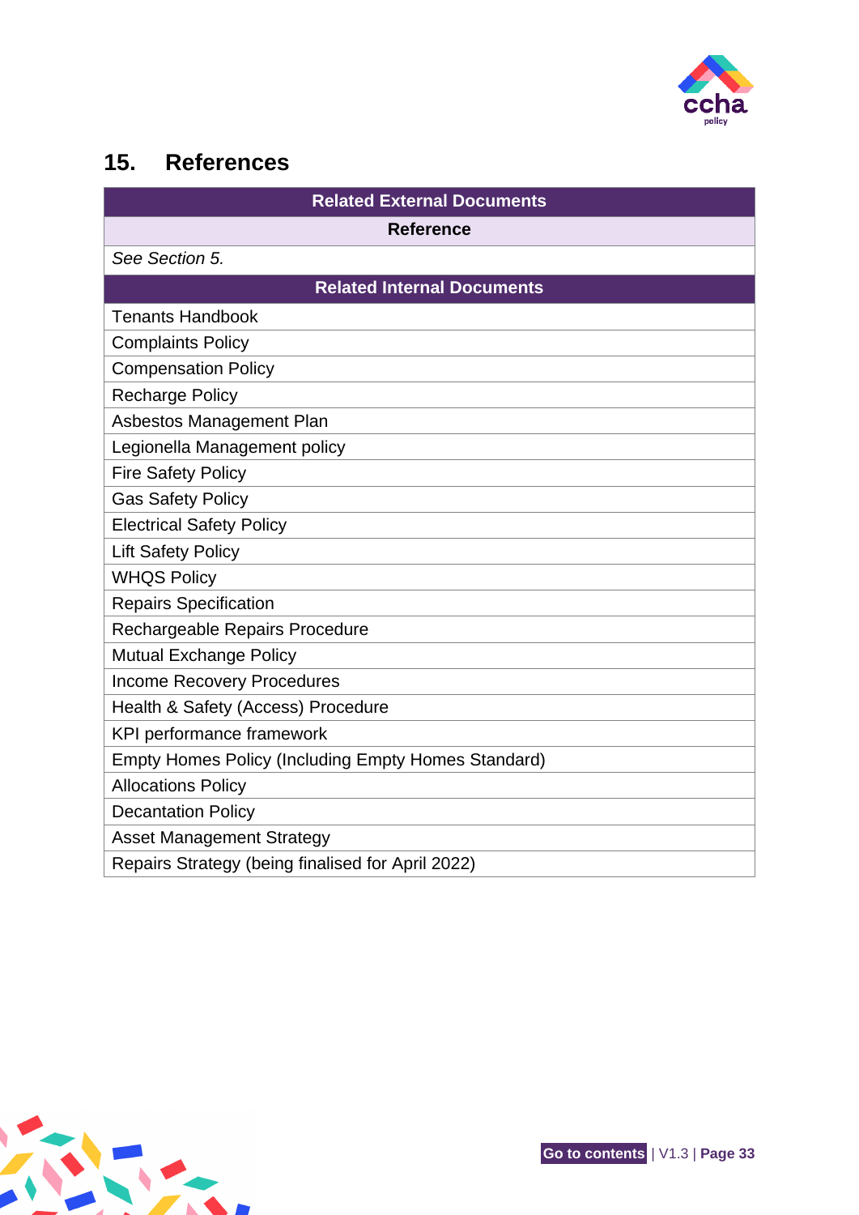## 15. References

| Related External Documents |
| --- |
| **Reference** |
| *See Section 5.* |
| **Related Internal Documents** |
| Tenants Handbook |
| Complaints Policy |
| Compensation Policy |
| Recharge Policy |
| Asbestos Management Plan |
| Legionella Management policy |
| Fire Safety Policy |
| Gas Safety Policy |
| Electrical Safety Policy |
| Lift Safety Policy |
| WHQS Policy |
| Repairs Specification |
| Rechargeable Repairs Procedure |
| Mutual Exchange Policy |
| Income Recovery Procedures |
| Health & Safety (Access) Procedure |
| KPI performance framework |
| Empty Homes Policy (Including Empty Homes Standard) |
| Allocations Policy |
| Decantation Policy |
| Asset Management Strategy |
| Repairs Strategy (being finalised for April 2022) |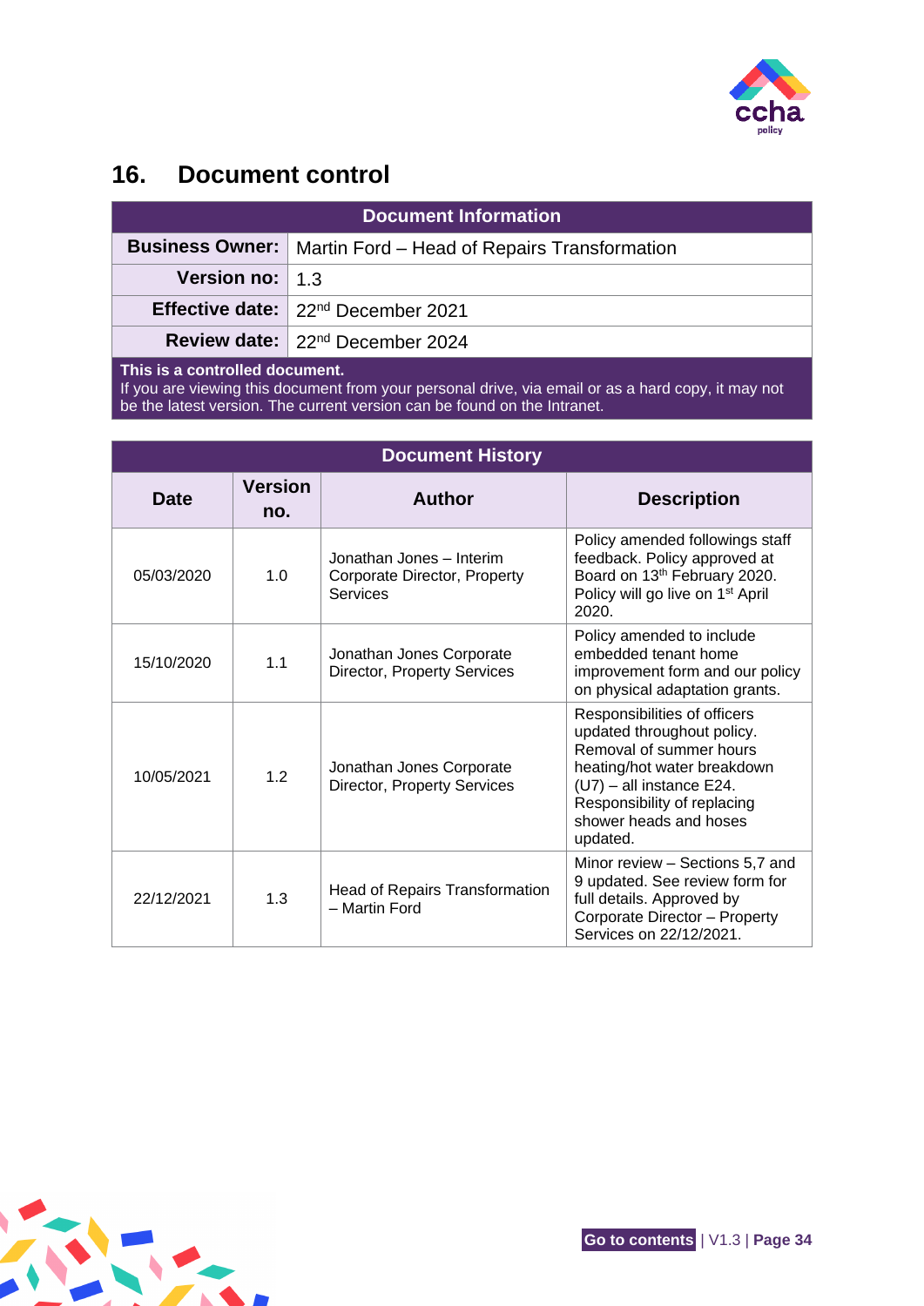## 16. Document control

| Document Information | |
|---|---|
| **Business Owner:** | Martin Ford – Head of Repairs Transformation |
| **Version no:** | 1.3 |
| **Effective date:** | 22nd December 2021 |
| **Review date:** | 22nd December 2024 |

**This is a controlled document.**
If you are viewing this document from your personal drive, via email or as a hard copy, it may not be the latest version. The current version can be found on the Intranet.

| Document History | | | |
|---|---|---|---|
| **Date** | **Version no.** | **Author** | **Description** |
| 05/03/2020 | 1.0 | Jonathan Jones – Interim Corporate Director, Property Services | Policy amended followings staff feedback. Policy approved at Board on 13th February 2020. Policy will go live on 1st April 2020. |
| 15/10/2020 | 1.1 | Jonathan Jones Corporate Director, Property Services | Policy amended to include embedded tenant home improvement form and our policy on physical adaptation grants. |
| 10/05/2021 | 1.2 | Jonathan Jones Corporate Director, Property Services | Responsibilities of officers updated throughout policy. Removal of summer hours heating/hot water breakdown (U7) – all instance E24. Responsibility of replacing shower heads and hoses updated. |
| 22/12/2021 | 1.3 | Head of Repairs Transformation – Martin Ford | Minor review – Sections 5,7 and 9 updated. See review form for full details. Approved by Corporate Director – Property Services on 22/12/2021. |